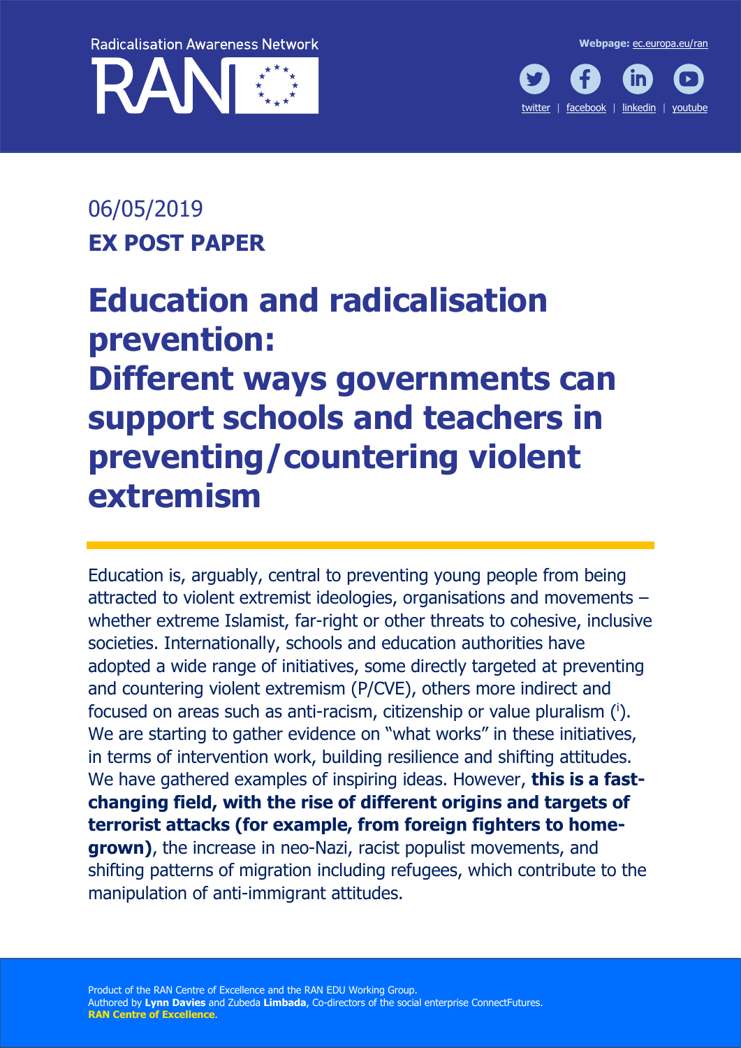Radicalisation Awareness Network

RAN

Webpage: ec.europa.eu/ran

twitter | facebook | linkedin | youtube

06/05/2019

**EX POST PAPER**

# Education and radicalisation prevention: Different ways governments can support schools and teachers in preventing/countering violent extremism

Education is, arguably, central to preventing young people from being attracted to violent extremist ideologies, organisations and movements – whether extreme Islamist, far-right or other threats to cohesive, inclusive societies. Internationally, schools and education authorities have adopted a wide range of initiatives, some directly targeted at preventing and countering violent extremism (P/CVE), others more indirect and focused on areas such as anti-racism, citizenship or value pluralism ([i]). We are starting to gather evidence on "what works" in these initiatives, in terms of intervention work, building resilience and shifting attitudes. We have gathered examples of inspiring ideas. However, **this is a fast-changing field, with the rise of different origins and targets of terrorist attacks (for example, from foreign fighters to home-grown)**, the increase in neo-Nazi, racist populist movements, and shifting patterns of migration including refugees, which contribute to the manipulation of anti-immigrant attitudes.

Product of the RAN Centre of Excellence and the RAN EDU Working Group.
Authored by **Lynn Davies** and Zubeda **Limbada**, Co-directors of the social enterprise ConnectFutures.
**RAN Centre of Excellence**.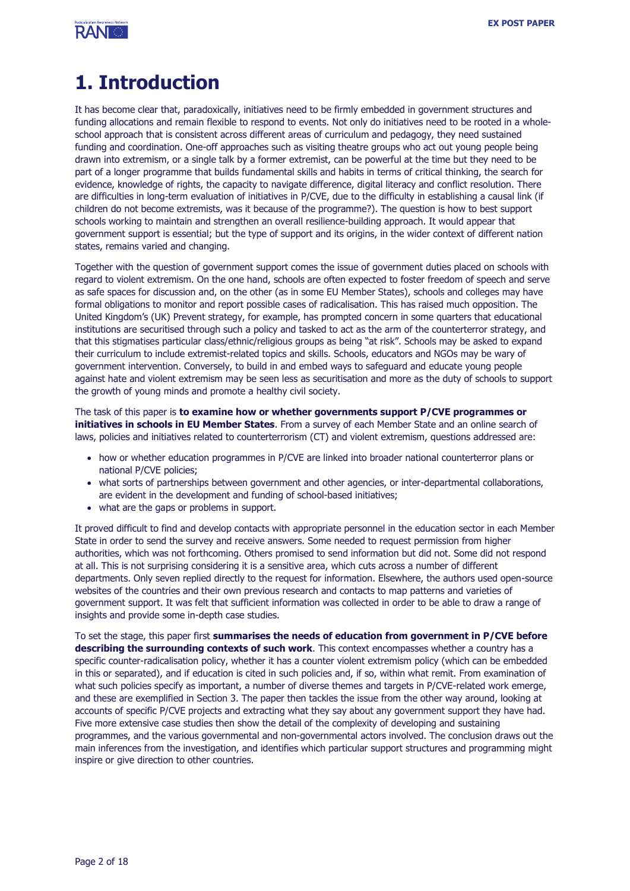# 1. Introduction

It has become clear that, paradoxically, initiatives need to be firmly embedded in government structures and funding allocations and remain flexible to respond to events. Not only do initiatives need to be rooted in a whole-school approach that is consistent across different areas of curriculum and pedagogy, they need sustained funding and coordination. One-off approaches such as visiting theatre groups who act out young people being drawn into extremism, or a single talk by a former extremist, can be powerful at the time but they need to be part of a longer programme that builds fundamental skills and habits in terms of critical thinking, the search for evidence, knowledge of rights, the capacity to navigate difference, digital literacy and conflict resolution. There are difficulties in long-term evaluation of initiatives in P/CVE, due to the difficulty in establishing a causal link (if children do not become extremists, was it because of the programme?). The question is how to best support schools working to maintain and strengthen an overall resilience-building approach. It would appear that government support is essential; but the type of support and its origins, in the wider context of different nation states, remains varied and changing.

Together with the question of government support comes the issue of government duties placed on schools with regard to violent extremism. On the one hand, schools are often expected to foster freedom of speech and serve as safe spaces for discussion and, on the other (as in some EU Member States), schools and colleges may have formal obligations to monitor and report possible cases of radicalisation. This has raised much opposition. The United Kingdom's (UK) Prevent strategy, for example, has prompted concern in some quarters that educational institutions are securitised through such a policy and tasked to act as the arm of the counterterror strategy, and that this stigmatises particular class/ethnic/religious groups as being "at risk". Schools may be asked to expand their curriculum to include extremist-related topics and skills. Schools, educators and NGOs may be wary of government intervention. Conversely, to build in and embed ways to safeguard and educate young people against hate and violent extremism may be seen less as securitisation and more as the duty of schools to support the growth of young minds and promote a healthy civil society.

The task of this paper is **to examine how or whether governments support P/CVE programmes or initiatives in schools in EU Member States**. From a survey of each Member State and an online search of laws, policies and initiatives related to counterterrorism (CT) and violent extremism, questions addressed are:

- how or whether education programmes in P/CVE are linked into broader national counterterror plans or national P/CVE policies;
- what sorts of partnerships between government and other agencies, or inter-departmental collaborations, are evident in the development and funding of school-based initiatives;
- what are the gaps or problems in support.

It proved difficult to find and develop contacts with appropriate personnel in the education sector in each Member State in order to send the survey and receive answers. Some needed to request permission from higher authorities, which was not forthcoming. Others promised to send information but did not. Some did not respond at all. This is not surprising considering it is a sensitive area, which cuts across a number of different departments. Only seven replied directly to the request for information. Elsewhere, the authors used open-source websites of the countries and their own previous research and contacts to map patterns and varieties of government support. It was felt that sufficient information was collected in order to be able to draw a range of insights and provide some in-depth case studies.

To set the stage, this paper first **summarises the needs of education from government in P/CVE before describing the surrounding contexts of such work**. This context encompasses whether a country has a specific counter-radicalisation policy, whether it has a counter violent extremism policy (which can be embedded in this or separated), and if education is cited in such policies and, if so, within what remit. From examination of what such policies specify as important, a number of diverse themes and targets in P/CVE-related work emerge, and these are exemplified in Section 3. The paper then tackles the issue from the other way around, looking at accounts of specific P/CVE projects and extracting what they say about any government support they have had. Five more extensive case studies then show the detail of the complexity of developing and sustaining programmes, and the various governmental and non-governmental actors involved. The conclusion draws out the main inferences from the investigation, and identifies which particular support structures and programming might inspire or give direction to other countries.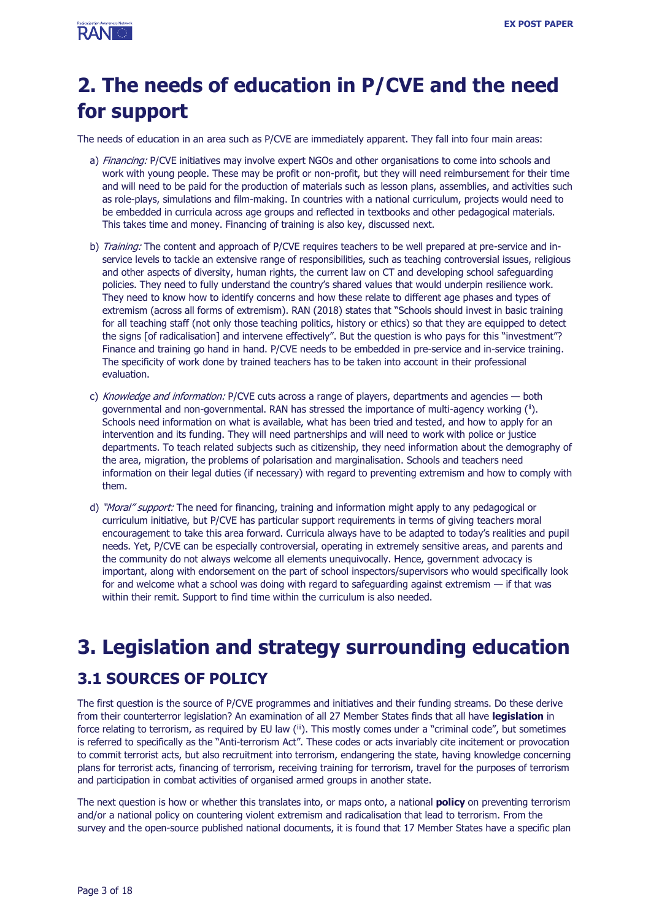# 2. The needs of education in P/CVE and the need for support

The needs of education in an area such as P/CVE are immediately apparent. They fall into four main areas:

a) *Financing:* P/CVE initiatives may involve expert NGOs and other organisations to come into schools and work with young people. These may be profit or non-profit, but they will need reimbursement for their time and will need to be paid for the production of materials such as lesson plans, assemblies, and activities such as role-plays, simulations and film-making. In countries with a national curriculum, projects would need to be embedded in curricula across age groups and reflected in textbooks and other pedagogical materials. This takes time and money. Financing of training is also key, discussed next.

b) *Training:* The content and approach of P/CVE requires teachers to be well prepared at pre-service and in-service levels to tackle an extensive range of responsibilities, such as teaching controversial issues, religious and other aspects of diversity, human rights, the current law on CT and developing school safeguarding policies. They need to fully understand the country's shared values that would underpin resilience work. They need to know how to identify concerns and how these relate to different age phases and types of extremism (across all forms of extremism). RAN (2018) states that "Schools should invest in basic training for all teaching staff (not only those teaching politics, history or ethics) so that they are equipped to detect the signs [of radicalisation] and intervene effectively". But the question is who pays for this "investment"? Finance and training go hand in hand. P/CVE needs to be embedded in pre-service and in-service training. The specificity of work done by trained teachers has to be taken into account in their professional evaluation.

c) *Knowledge and information:* P/CVE cuts across a range of players, departments and agencies — both governmental and non-governmental. RAN has stressed the importance of multi-agency working ([ii]). Schools need information on what is available, what has been tried and tested, and how to apply for an intervention and its funding. They will need partnerships and will need to work with police or justice departments. To teach related subjects such as citizenship, they need information about the demography of the area, migration, the problems of polarisation and marginalisation. Schools and teachers need information on their legal duties (if necessary) with regard to preventing extremism and how to comply with them.

d) *"Moral" support:* The need for financing, training and information might apply to any pedagogical or curriculum initiative, but P/CVE has particular support requirements in terms of giving teachers moral encouragement to take this area forward. Curricula always have to be adapted to today's realities and pupil needs. Yet, P/CVE can be especially controversial, operating in extremely sensitive areas, and parents and the community do not always welcome all elements unequivocally. Hence, government advocacy is important, along with endorsement on the part of school inspectors/supervisors who would specifically look for and welcome what a school was doing with regard to safeguarding against extremism — if that was within their remit. Support to find time within the curriculum is also needed.

# 3. Legislation and strategy surrounding education

## 3.1 SOURCES OF POLICY

The first question is the source of P/CVE programmes and initiatives and their funding streams. Do these derive from their counterterror legislation? An examination of all 27 Member States finds that all have **legislation** in force relating to terrorism, as required by EU law ([iii]). This mostly comes under a "criminal code", but sometimes is referred to specifically as the "Anti-terrorism Act". These codes or acts invariably cite incitement or provocation to commit terrorist acts, but also recruitment into terrorism, endangering the state, having knowledge concerning plans for terrorist acts, financing of terrorism, receiving training for terrorism, travel for the purposes of terrorism and participation in combat activities of organised armed groups in another state.

The next question is how or whether this translates into, or maps onto, a national **policy** on preventing terrorism and/or a national policy on countering violent extremism and radicalisation that lead to terrorism. From the survey and the open-source published national documents, it is found that 17 Member States have a specific plan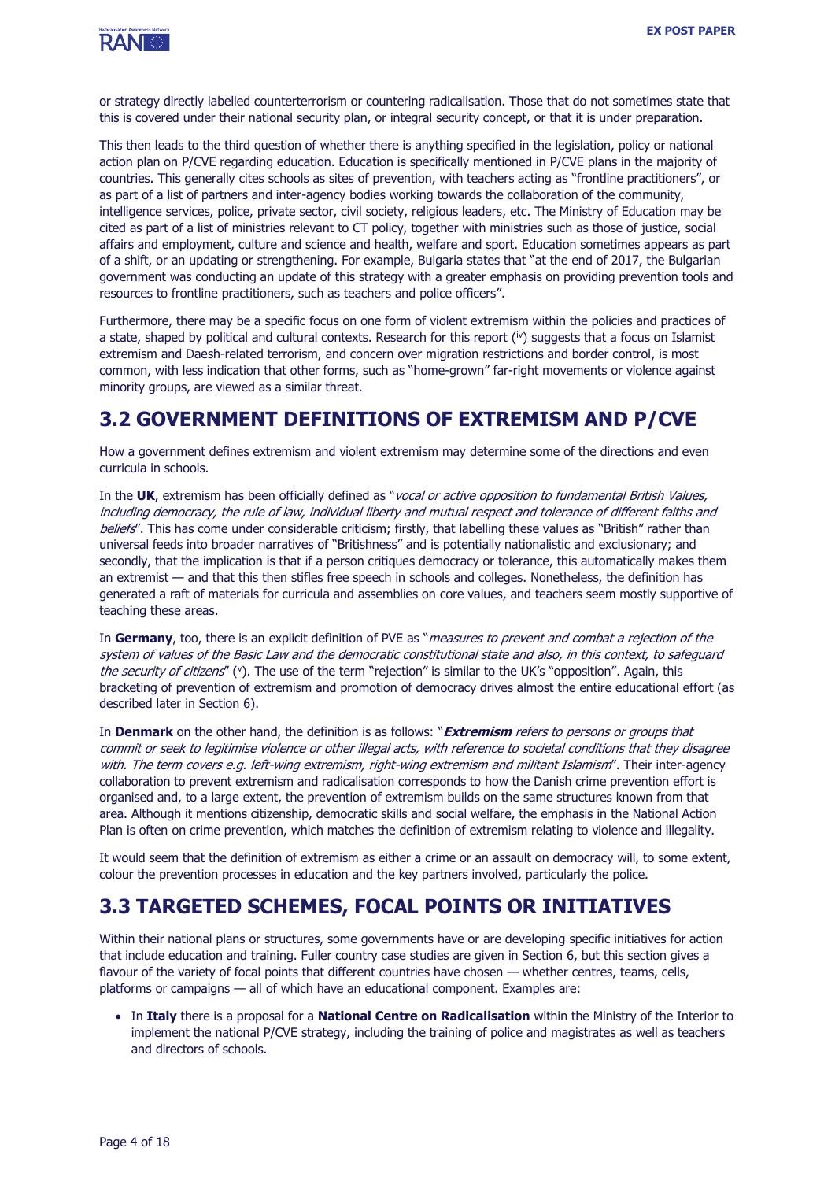or strategy directly labelled counterterrorism or countering radicalisation. Those that do not sometimes state that this is covered under their national security plan, or integral security concept, or that it is under preparation.

This then leads to the third question of whether there is anything specified in the legislation, policy or national action plan on P/CVE regarding education. Education is specifically mentioned in P/CVE plans in the majority of countries. This generally cites schools as sites of prevention, with teachers acting as "frontline practitioners", or as part of a list of partners and inter-agency bodies working towards the collaboration of the community, intelligence services, police, private sector, civil society, religious leaders, etc. The Ministry of Education may be cited as part of a list of ministries relevant to CT policy, together with ministries such as those of justice, social affairs and employment, culture and science and health, welfare and sport. Education sometimes appears as part of a shift, or an updating or strengthening. For example, Bulgaria states that "at the end of 2017, the Bulgarian government was conducting an update of this strategy with a greater emphasis on providing prevention tools and resources to frontline practitioners, such as teachers and police officers".

Furthermore, there may be a specific focus on one form of violent extremism within the policies and practices of a state, shaped by political and cultural contexts. Research for this report ([iv]) suggests that a focus on Islamist extremism and Daesh-related terrorism, and concern over migration restrictions and border control, is most common, with less indication that other forms, such as "home-grown" far-right movements or violence against minority groups, are viewed as a similar threat.

## 3.2 GOVERNMENT DEFINITIONS OF EXTREMISM AND P/CVE

How a government defines extremism and violent extremism may determine some of the directions and even curricula in schools.

In the **UK**, extremism has been officially defined as "*vocal or active opposition to fundamental British Values, including democracy, the rule of law, individual liberty and mutual respect and tolerance of different faiths and beliefs*". This has come under considerable criticism; firstly, that labelling these values as "British" rather than universal feeds into broader narratives of "Britishness" and is potentially nationalistic and exclusionary; and secondly, that the implication is that if a person critiques democracy or tolerance, this automatically makes them an extremist — and that this then stifles free speech in schools and colleges. Nonetheless, the definition has generated a raft of materials for curricula and assemblies on core values, and teachers seem mostly supportive of teaching these areas.

In **Germany**, too, there is an explicit definition of PVE as "*measures to prevent and combat a rejection of the system of values of the Basic Law and the democratic constitutional state and also, in this context, to safeguard the security of citizens*" ([v]). The use of the term "rejection" is similar to the UK's "opposition". Again, this bracketing of prevention of extremism and promotion of democracy drives almost the entire educational effort (as described later in Section 6).

In **Denmark** on the other hand, the definition is as follows: "***Extremism** refers to persons or groups that commit or seek to legitimise violence or other illegal acts, with reference to societal conditions that they disagree with. The term covers e.g. left-wing extremism, right-wing extremism and militant Islamism*". Their inter-agency collaboration to prevent extremism and radicalisation corresponds to how the Danish crime prevention effort is organised and, to a large extent, the prevention of extremism builds on the same structures known from that area. Although it mentions citizenship, democratic skills and social welfare, the emphasis in the National Action Plan is often on crime prevention, which matches the definition of extremism relating to violence and illegality.

It would seem that the definition of extremism as either a crime or an assault on democracy will, to some extent, colour the prevention processes in education and the key partners involved, particularly the police.

## 3.3 TARGETED SCHEMES, FOCAL POINTS OR INITIATIVES

Within their national plans or structures, some governments have or are developing specific initiatives for action that include education and training. Fuller country case studies are given in Section 6, but this section gives a flavour of the variety of focal points that different countries have chosen — whether centres, teams, cells, platforms or campaigns — all of which have an educational component. Examples are:

- In **Italy** there is a proposal for a **National Centre on Radicalisation** within the Ministry of the Interior to implement the national P/CVE strategy, including the training of police and magistrates as well as teachers and directors of schools.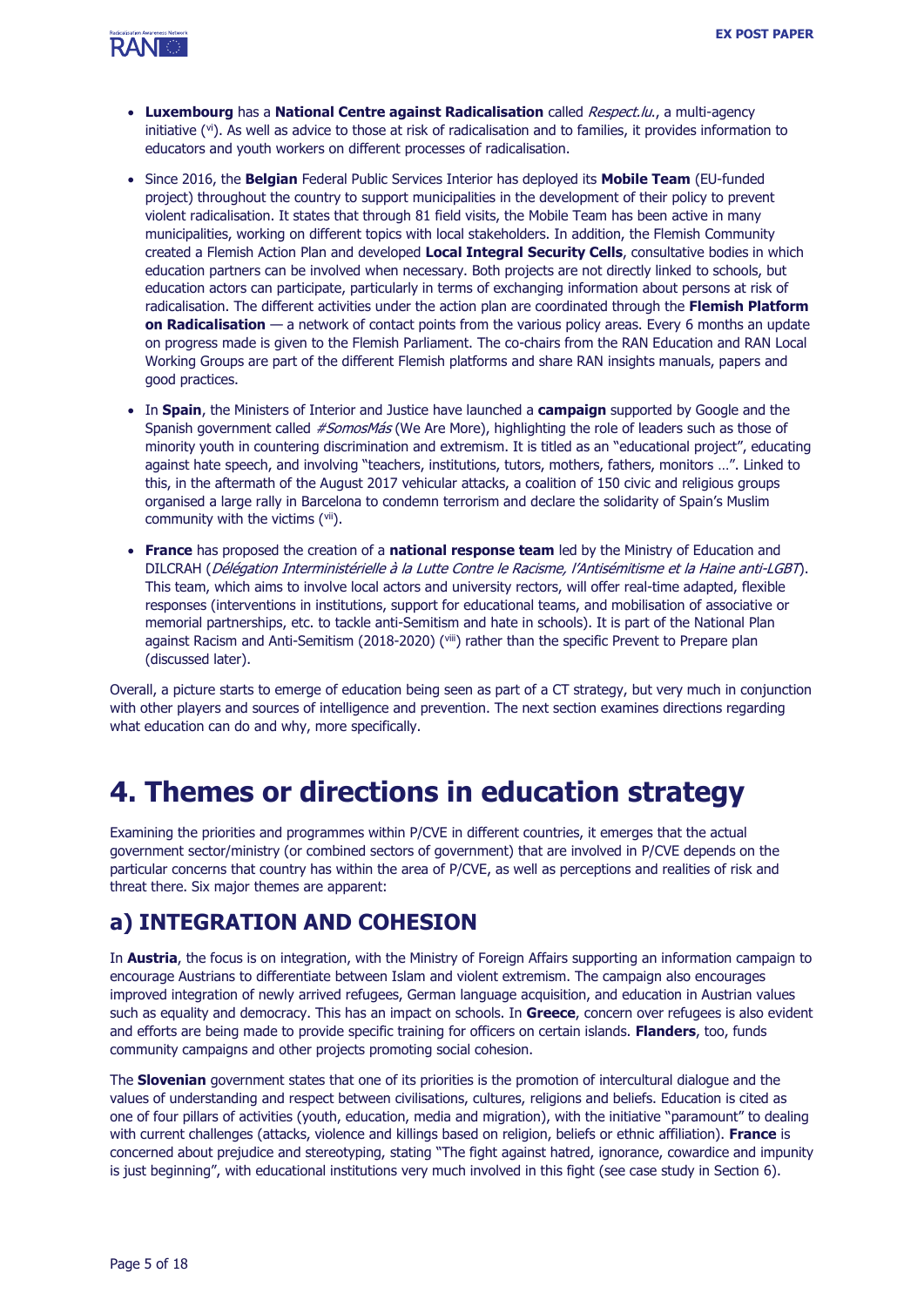- **Luxembourg** has a **National Centre against Radicalisation** called *Respect.lu.*, a multi-agency initiative ([vi]). As well as advice to those at risk of radicalisation and to families, it provides information to educators and youth workers on different processes of radicalisation.
- Since 2016, the **Belgian** Federal Public Services Interior has deployed its **Mobile Team** (EU-funded project) throughout the country to support municipalities in the development of their policy to prevent violent radicalisation. It states that through 81 field visits, the Mobile Team has been active in many municipalities, working on different topics with local stakeholders. In addition, the Flemish Community created a Flemish Action Plan and developed **Local Integral Security Cells**, consultative bodies in which education partners can be involved when necessary. Both projects are not directly linked to schools, but education actors can participate, particularly in terms of exchanging information about persons at risk of radicalisation. The different activities under the action plan are coordinated through the **Flemish Platform on Radicalisation** — a network of contact points from the various policy areas. Every 6 months an update on progress made is given to the Flemish Parliament. The co-chairs from the RAN Education and RAN Local Working Groups are part of the different Flemish platforms and share RAN insights manuals, papers and good practices.
- In **Spain**, the Ministers of Interior and Justice have launched a **campaign** supported by Google and the Spanish government called *#SomosMás* (We Are More), highlighting the role of leaders such as those of minority youth in countering discrimination and extremism. It is titled as an "educational project", educating against hate speech, and involving "teachers, institutions, tutors, mothers, fathers, monitors …". Linked to this, in the aftermath of the August 2017 vehicular attacks, a coalition of 150 civic and religious groups organised a large rally in Barcelona to condemn terrorism and declare the solidarity of Spain's Muslim community with the victims ([vii]).
- **France** has proposed the creation of a **national response team** led by the Ministry of Education and DILCRAH (*Délégation Interministérielle à la Lutte Contre le Racisme, l'Antisémitisme et la Haine anti-LGBT*). This team, which aims to involve local actors and university rectors, will offer real-time adapted, flexible responses (interventions in institutions, support for educational teams, and mobilisation of associative or memorial partnerships, etc. to tackle anti-Semitism and hate in schools). It is part of the National Plan against Racism and Anti-Semitism (2018-2020) ([viii]) rather than the specific Prevent to Prepare plan (discussed later).

Overall, a picture starts to emerge of education being seen as part of a CT strategy, but very much in conjunction with other players and sources of intelligence and prevention. The next section examines directions regarding what education can do and why, more specifically.

# 4. Themes or directions in education strategy

Examining the priorities and programmes within P/CVE in different countries, it emerges that the actual government sector/ministry (or combined sectors of government) that are involved in P/CVE depends on the particular concerns that country has within the area of P/CVE, as well as perceptions and realities of risk and threat there. Six major themes are apparent:

## a) INTEGRATION AND COHESION

In **Austria**, the focus is on integration, with the Ministry of Foreign Affairs supporting an information campaign to encourage Austrians to differentiate between Islam and violent extremism. The campaign also encourages improved integration of newly arrived refugees, German language acquisition, and education in Austrian values such as equality and democracy. This has an impact on schools. In **Greece**, concern over refugees is also evident and efforts are being made to provide specific training for officers on certain islands. **Flanders**, too, funds community campaigns and other projects promoting social cohesion.

The **Slovenian** government states that one of its priorities is the promotion of intercultural dialogue and the values of understanding and respect between civilisations, cultures, religions and beliefs. Education is cited as one of four pillars of activities (youth, education, media and migration), with the initiative "paramount" to dealing with current challenges (attacks, violence and killings based on religion, beliefs or ethnic affiliation). **France** is concerned about prejudice and stereotyping, stating "The fight against hatred, ignorance, cowardice and impunity is just beginning", with educational institutions very much involved in this fight (see case study in Section 6).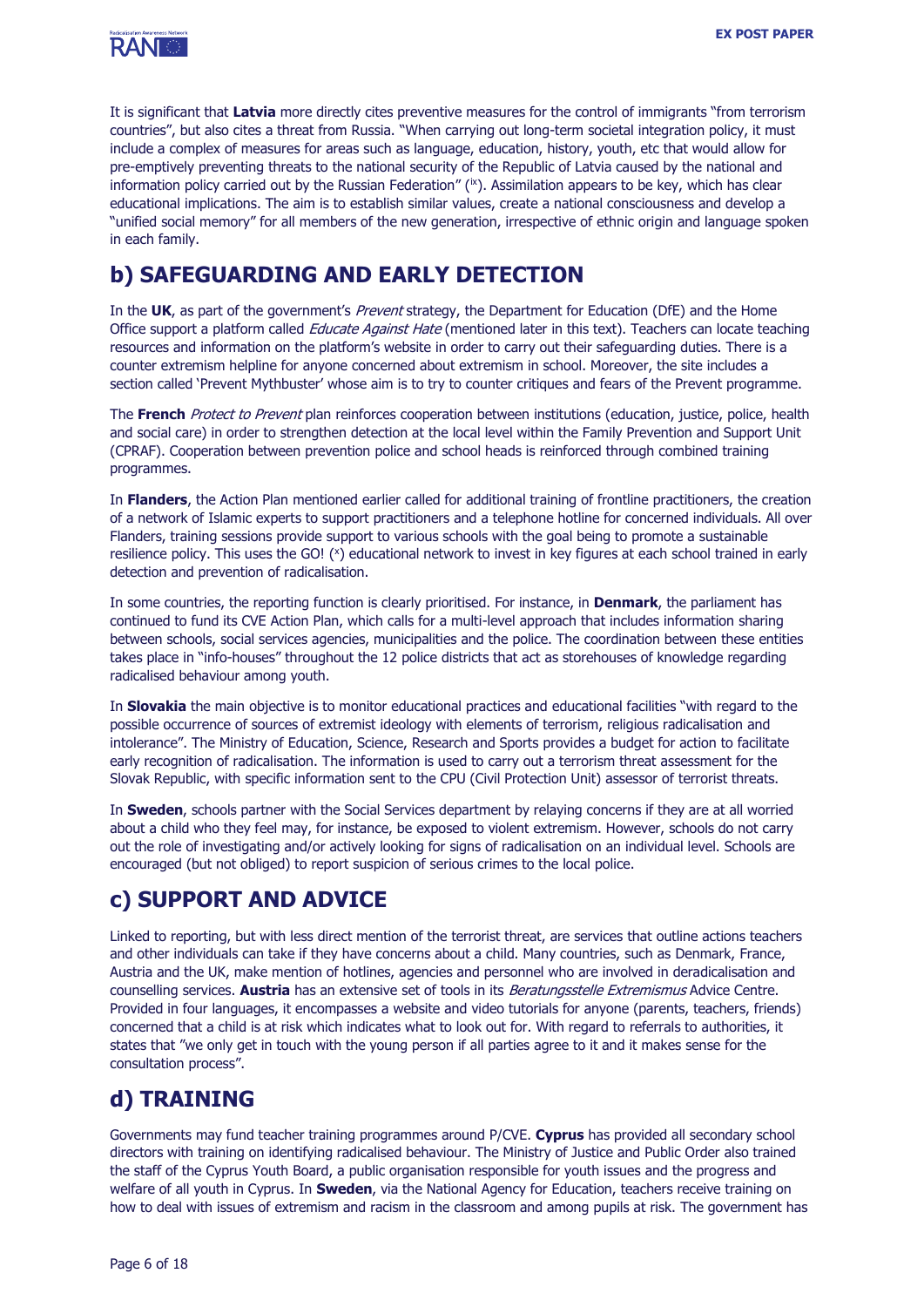It is significant that **Latvia** more directly cites preventive measures for the control of immigrants "from terrorism countries", but also cites a threat from Russia. "When carrying out long-term societal integration policy, it must include a complex of measures for areas such as language, education, history, youth, etc that would allow for pre-emptively preventing threats to the national security of the Republic of Latvia caused by the national and information policy carried out by the Russian Federation" ([ix]). Assimilation appears to be key, which has clear educational implications. The aim is to establish similar values, create a national consciousness and develop a "unified social memory" for all members of the new generation, irrespective of ethnic origin and language spoken in each family.

## b) SAFEGUARDING AND EARLY DETECTION

In the **UK**, as part of the government's *Prevent* strategy, the Department for Education (DfE) and the Home Office support a platform called *Educate Against Hate* (mentioned later in this text). Teachers can locate teaching resources and information on the platform's website in order to carry out their safeguarding duties. There is a counter extremism helpline for anyone concerned about extremism in school. Moreover, the site includes a section called 'Prevent Mythbuster' whose aim is to try to counter critiques and fears of the Prevent programme.

The **French** *Protect to Prevent* plan reinforces cooperation between institutions (education, justice, police, health and social care) in order to strengthen detection at the local level within the Family Prevention and Support Unit (CPRAF). Cooperation between prevention police and school heads is reinforced through combined training programmes.

In **Flanders**, the Action Plan mentioned earlier called for additional training of frontline practitioners, the creation of a network of Islamic experts to support practitioners and a telephone hotline for concerned individuals. All over Flanders, training sessions provide support to various schools with the goal being to promote a sustainable resilience policy. This uses the GO! ([x]) educational network to invest in key figures at each school trained in early detection and prevention of radicalisation.

In some countries, the reporting function is clearly prioritised. For instance, in **Denmark**, the parliament has continued to fund its CVE Action Plan, which calls for a multi-level approach that includes information sharing between schools, social services agencies, municipalities and the police. The coordination between these entities takes place in "info-houses" throughout the 12 police districts that act as storehouses of knowledge regarding radicalised behaviour among youth.

In **Slovakia** the main objective is to monitor educational practices and educational facilities "with regard to the possible occurrence of sources of extremist ideology with elements of terrorism, religious radicalisation and intolerance". The Ministry of Education, Science, Research and Sports provides a budget for action to facilitate early recognition of radicalisation. The information is used to carry out a terrorism threat assessment for the Slovak Republic, with specific information sent to the CPU (Civil Protection Unit) assessor of terrorist threats.

In **Sweden**, schools partner with the Social Services department by relaying concerns if they are at all worried about a child who they feel may, for instance, be exposed to violent extremism. However, schools do not carry out the role of investigating and/or actively looking for signs of radicalisation on an individual level. Schools are encouraged (but not obliged) to report suspicion of serious crimes to the local police.

## c) SUPPORT AND ADVICE

Linked to reporting, but with less direct mention of the terrorist threat, are services that outline actions teachers and other individuals can take if they have concerns about a child. Many countries, such as Denmark, France, Austria and the UK, make mention of hotlines, agencies and personnel who are involved in deradicalisation and counselling services. **Austria** has an extensive set of tools in its *Beratungsstelle Extremismus* Advice Centre. Provided in four languages, it encompasses a website and video tutorials for anyone (parents, teachers, friends) concerned that a child is at risk which indicates what to look out for. With regard to referrals to authorities, it states that "we only get in touch with the young person if all parties agree to it and it makes sense for the consultation process".

## d) TRAINING

Governments may fund teacher training programmes around P/CVE. **Cyprus** has provided all secondary school directors with training on identifying radicalised behaviour. The Ministry of Justice and Public Order also trained the staff of the Cyprus Youth Board, a public organisation responsible for youth issues and the progress and welfare of all youth in Cyprus. In **Sweden**, via the National Agency for Education, teachers receive training on how to deal with issues of extremism and racism in the classroom and among pupils at risk. The government has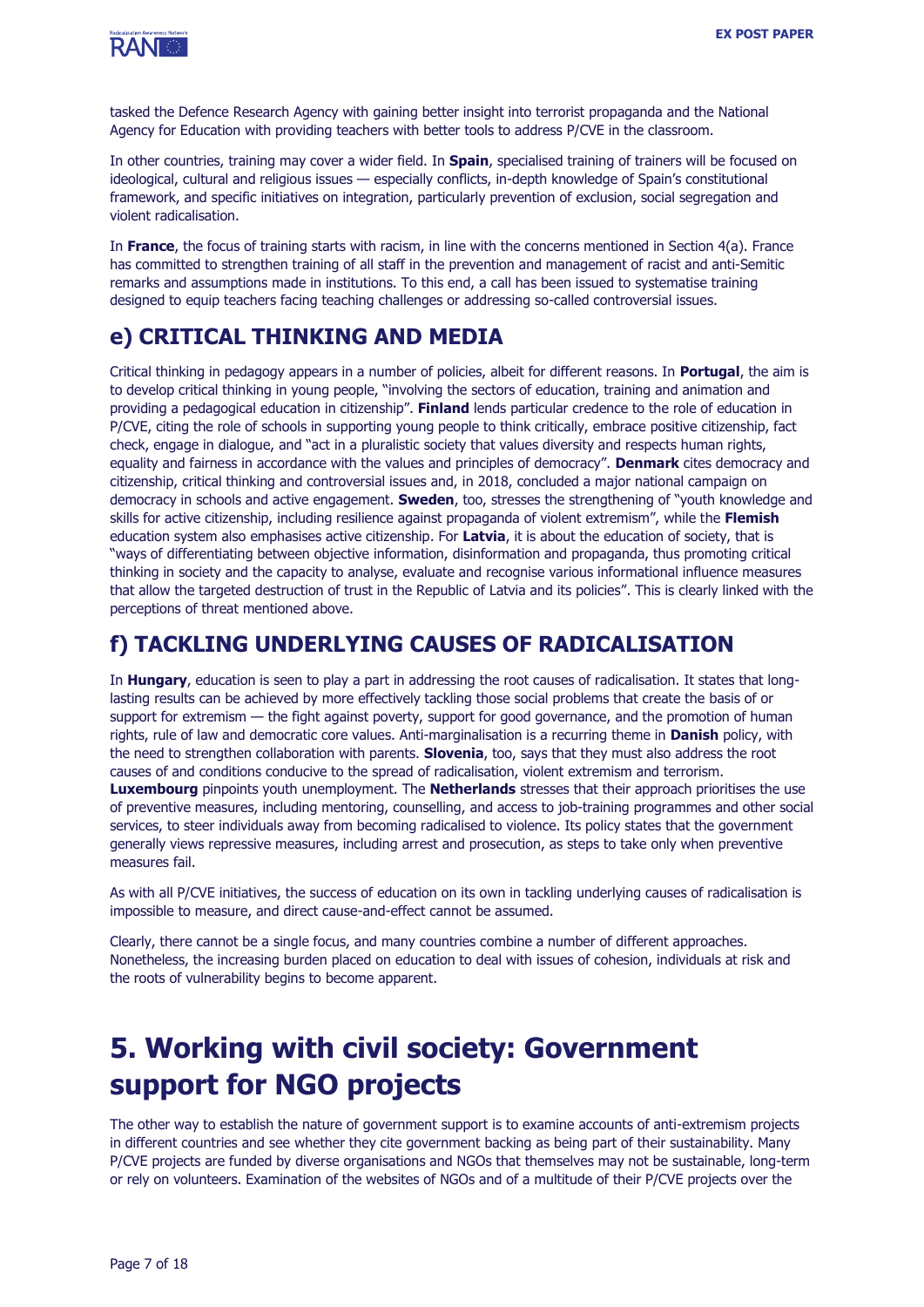tasked the Defence Research Agency with gaining better insight into terrorist propaganda and the National Agency for Education with providing teachers with better tools to address P/CVE in the classroom.

In other countries, training may cover a wider field. In **Spain**, specialised training of trainers will be focused on ideological, cultural and religious issues — especially conflicts, in-depth knowledge of Spain's constitutional framework, and specific initiatives on integration, particularly prevention of exclusion, social segregation and violent radicalisation.

In **France**, the focus of training starts with racism, in line with the concerns mentioned in Section 4(a). France has committed to strengthen training of all staff in the prevention and management of racist and anti-Semitic remarks and assumptions made in institutions. To this end, a call has been issued to systematise training designed to equip teachers facing teaching challenges or addressing so-called controversial issues.

## e) CRITICAL THINKING AND MEDIA

Critical thinking in pedagogy appears in a number of policies, albeit for different reasons. In **Portugal**, the aim is to develop critical thinking in young people, "involving the sectors of education, training and animation and providing a pedagogical education in citizenship". **Finland** lends particular credence to the role of education in P/CVE, citing the role of schools in supporting young people to think critically, embrace positive citizenship, fact check, engage in dialogue, and "act in a pluralistic society that values diversity and respects human rights, equality and fairness in accordance with the values and principles of democracy". **Denmark** cites democracy and citizenship, critical thinking and controversial issues and, in 2018, concluded a major national campaign on democracy in schools and active engagement. **Sweden**, too, stresses the strengthening of "youth knowledge and skills for active citizenship, including resilience against propaganda of violent extremism", while the **Flemish** education system also emphasises active citizenship. For **Latvia**, it is about the education of society, that is "ways of differentiating between objective information, disinformation and propaganda, thus promoting critical thinking in society and the capacity to analyse, evaluate and recognise various informational influence measures that allow the targeted destruction of trust in the Republic of Latvia and its policies". This is clearly linked with the perceptions of threat mentioned above.

## f) TACKLING UNDERLYING CAUSES OF RADICALISATION

In **Hungary**, education is seen to play a part in addressing the root causes of radicalisation. It states that long-lasting results can be achieved by more effectively tackling those social problems that create the basis of or support for extremism — the fight against poverty, support for good governance, and the promotion of human rights, rule of law and democratic core values. Anti-marginalisation is a recurring theme in **Danish** policy, with the need to strengthen collaboration with parents. **Slovenia**, too, says that they must also address the root causes of and conditions conducive to the spread of radicalisation, violent extremism and terrorism. **Luxembourg** pinpoints youth unemployment. The **Netherlands** stresses that their approach prioritises the use of preventive measures, including mentoring, counselling, and access to job-training programmes and other social services, to steer individuals away from becoming radicalised to violence. Its policy states that the government generally views repressive measures, including arrest and prosecution, as steps to take only when preventive measures fail.

As with all P/CVE initiatives, the success of education on its own in tackling underlying causes of radicalisation is impossible to measure, and direct cause-and-effect cannot be assumed.

Clearly, there cannot be a single focus, and many countries combine a number of different approaches. Nonetheless, the increasing burden placed on education to deal with issues of cohesion, individuals at risk and the roots of vulnerability begins to become apparent.

# 5. Working with civil society: Government support for NGO projects

The other way to establish the nature of government support is to examine accounts of anti-extremism projects in different countries and see whether they cite government backing as being part of their sustainability. Many P/CVE projects are funded by diverse organisations and NGOs that themselves may not be sustainable, long-term or rely on volunteers. Examination of the websites of NGOs and of a multitude of their P/CVE projects over the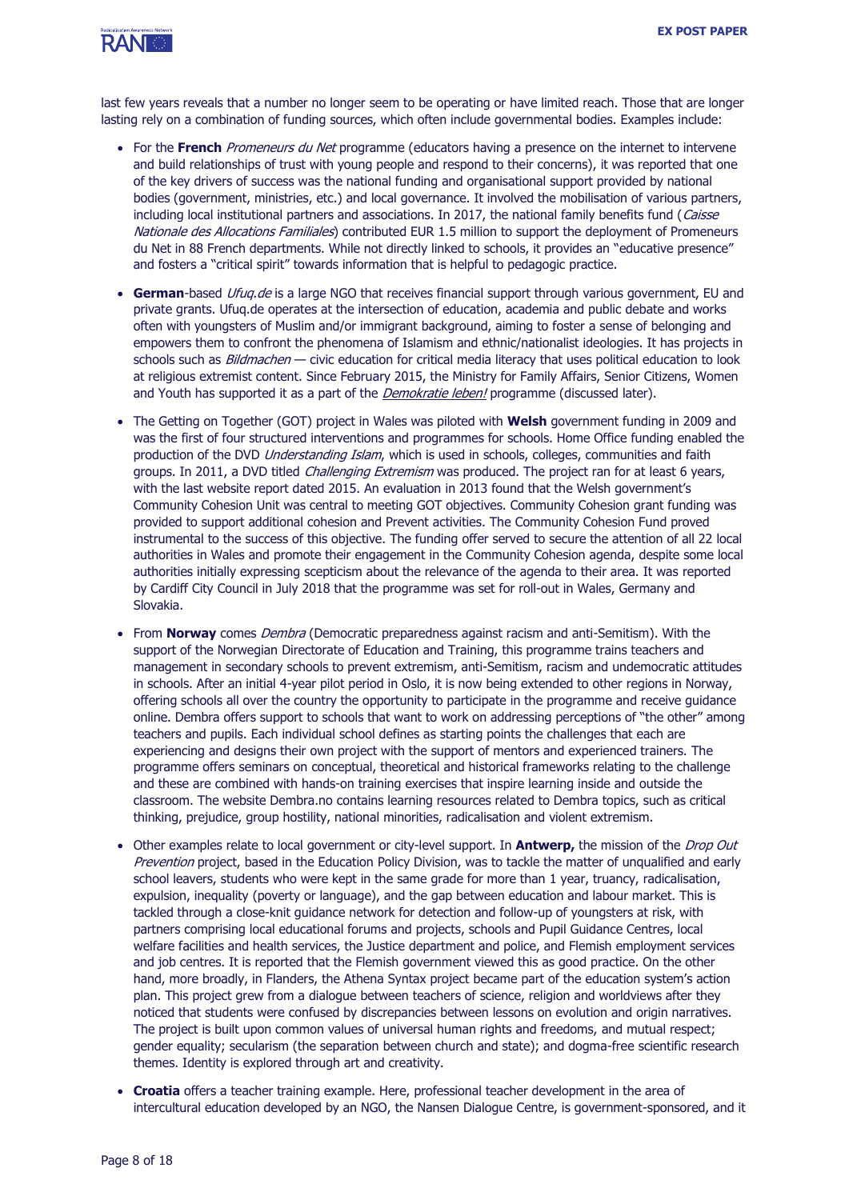last few years reveals that a number no longer seem to be operating or have limited reach. Those that are longer lasting rely on a combination of funding sources, which often include governmental bodies. Examples include:

- For the **French** *Promeneurs du Net* programme (educators having a presence on the internet to intervene and build relationships of trust with young people and respond to their concerns), it was reported that one of the key drivers of success was the national funding and organisational support provided by national bodies (government, ministries, etc.) and local governance. It involved the mobilisation of various partners, including local institutional partners and associations. In 2017, the national family benefits fund (*Caisse Nationale des Allocations Familiales*) contributed EUR 1.5 million to support the deployment of Promeneurs du Net in 88 French departments. While not directly linked to schools, it provides an "educative presence" and fosters a "critical spirit" towards information that is helpful to pedagogic practice.

- **German**-based *Ufuq.de* is a large NGO that receives financial support through various government, EU and private grants. Ufuq.de operates at the intersection of education, academia and public debate and works often with youngsters of Muslim and/or immigrant background, aiming to foster a sense of belonging and empowers them to confront the phenomena of Islamism and ethnic/nationalist ideologies. It has projects in schools such as *Bildmachen* — civic education for critical media literacy that uses political education to look at religious extremist content. Since February 2015, the Ministry for Family Affairs, Senior Citizens, Women and Youth has supported it as a part of the *Demokratie leben!* programme (discussed later).

- The Getting on Together (GOT) project in Wales was piloted with **Welsh** government funding in 2009 and was the first of four structured interventions and programmes for schools. Home Office funding enabled the production of the DVD *Understanding Islam*, which is used in schools, colleges, communities and faith groups. In 2011, a DVD titled *Challenging Extremism* was produced. The project ran for at least 6 years, with the last website report dated 2015. An evaluation in 2013 found that the Welsh government's Community Cohesion Unit was central to meeting GOT objectives. Community Cohesion grant funding was provided to support additional cohesion and Prevent activities. The Community Cohesion Fund proved instrumental to the success of this objective. The funding offer served to secure the attention of all 22 local authorities in Wales and promote their engagement in the Community Cohesion agenda, despite some local authorities initially expressing scepticism about the relevance of the agenda to their area. It was reported by Cardiff City Council in July 2018 that the programme was set for roll-out in Wales, Germany and Slovakia.

- From **Norway** comes *Dembra* (Democratic preparedness against racism and anti-Semitism). With the support of the Norwegian Directorate of Education and Training, this programme trains teachers and management in secondary schools to prevent extremism, anti-Semitism, racism and undemocratic attitudes in schools. After an initial 4-year pilot period in Oslo, it is now being extended to other regions in Norway, offering schools all over the country the opportunity to participate in the programme and receive guidance online. Dembra offers support to schools that want to work on addressing perceptions of "the other" among teachers and pupils. Each individual school defines as starting points the challenges that each are experiencing and designs their own project with the support of mentors and experienced trainers. The programme offers seminars on conceptual, theoretical and historical frameworks relating to the challenge and these are combined with hands-on training exercises that inspire learning inside and outside the classroom. The website Dembra.no contains learning resources related to Dembra topics, such as critical thinking, prejudice, group hostility, national minorities, radicalisation and violent extremism.

- Other examples relate to local government or city-level support. In **Antwerp,** the mission of the *Drop Out Prevention* project, based in the Education Policy Division, was to tackle the matter of unqualified and early school leavers, students who were kept in the same grade for more than 1 year, truancy, radicalisation, expulsion, inequality (poverty or language), and the gap between education and labour market. This is tackled through a close-knit guidance network for detection and follow-up of youngsters at risk, with partners comprising local educational forums and projects, schools and Pupil Guidance Centres, local welfare facilities and health services, the Justice department and police, and Flemish employment services and job centres. It is reported that the Flemish government viewed this as good practice. On the other hand, more broadly, in Flanders, the Athena Syntax project became part of the education system's action plan. This project grew from a dialogue between teachers of science, religion and worldviews after they noticed that students were confused by discrepancies between lessons on evolution and origin narratives. The project is built upon common values of universal human rights and freedoms, and mutual respect; gender equality; secularism (the separation between church and state); and dogma-free scientific research themes. Identity is explored through art and creativity.

- **Croatia** offers a teacher training example. Here, professional teacher development in the area of intercultural education developed by an NGO, the Nansen Dialogue Centre, is government-sponsored, and it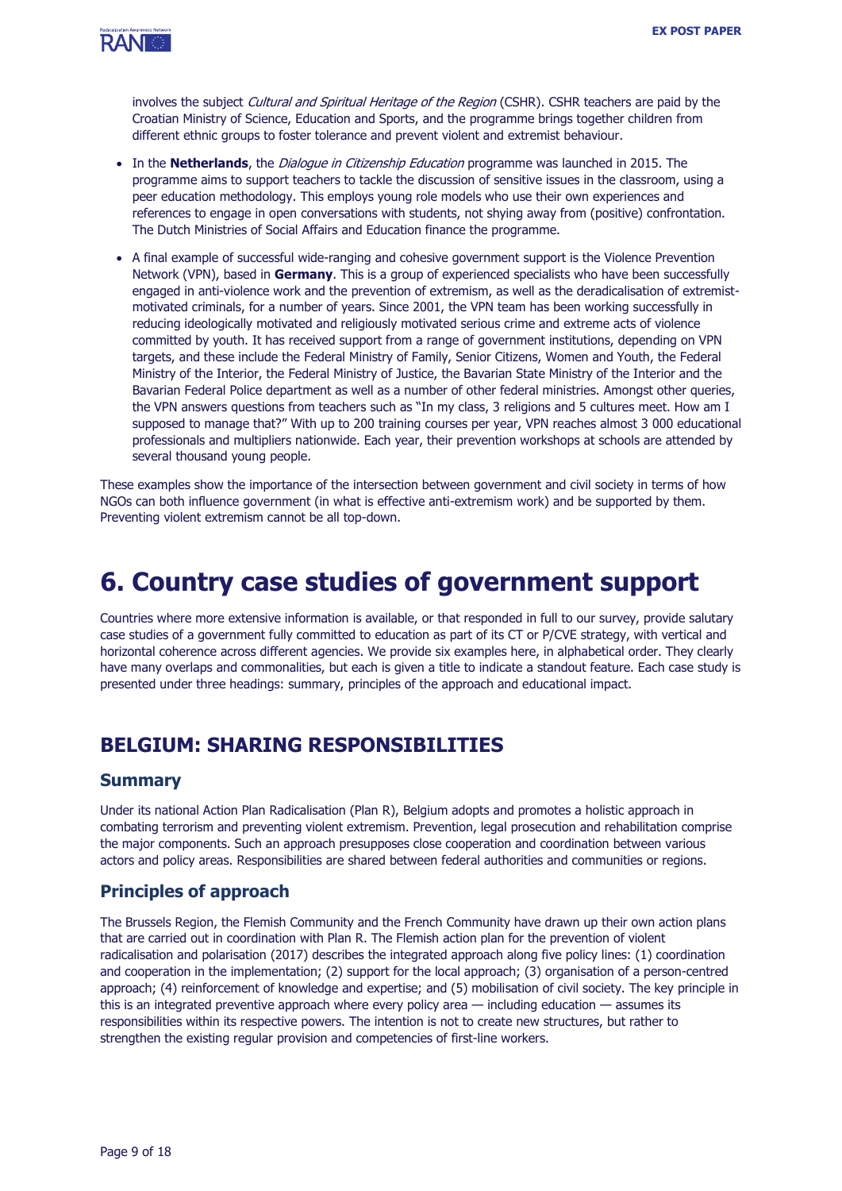involves the subject *Cultural and Spiritual Heritage of the Region* (CSHR). CSHR teachers are paid by the Croatian Ministry of Science, Education and Sports, and the programme brings together children from different ethnic groups to foster tolerance and prevent violent and extremist behaviour.

- In the **Netherlands**, the *Dialogue in Citizenship Education* programme was launched in 2015. The programme aims to support teachers to tackle the discussion of sensitive issues in the classroom, using a peer education methodology. This employs young role models who use their own experiences and references to engage in open conversations with students, not shying away from (positive) confrontation. The Dutch Ministries of Social Affairs and Education finance the programme.
- A final example of successful wide-ranging and cohesive government support is the Violence Prevention Network (VPN), based in **Germany**. This is a group of experienced specialists who have been successfully engaged in anti-violence work and the prevention of extremism, as well as the deradicalisation of extremist-motivated criminals, for a number of years. Since 2001, the VPN team has been working successfully in reducing ideologically motivated and religiously motivated serious crime and extreme acts of violence committed by youth. It has received support from a range of government institutions, depending on VPN targets, and these include the Federal Ministry of Family, Senior Citizens, Women and Youth, the Federal Ministry of the Interior, the Federal Ministry of Justice, the Bavarian State Ministry of the Interior and the Bavarian Federal Police department as well as a number of other federal ministries. Amongst other queries, the VPN answers questions from teachers such as "In my class, 3 religions and 5 cultures meet. How am I supposed to manage that?" With up to 200 training courses per year, VPN reaches almost 3 000 educational professionals and multipliers nationwide. Each year, their prevention workshops at schools are attended by several thousand young people.

These examples show the importance of the intersection between government and civil society in terms of how NGOs can both influence government (in what is effective anti-extremism work) and be supported by them. Preventing violent extremism cannot be all top-down.

# 6. Country case studies of government support

Countries where more extensive information is available, or that responded in full to our survey, provide salutary case studies of a government fully committed to education as part of its CT or P/CVE strategy, with vertical and horizontal coherence across different agencies. We provide six examples here, in alphabetical order. They clearly have many overlaps and commonalities, but each is given a title to indicate a standout feature. Each case study is presented under three headings: summary, principles of the approach and educational impact.

## BELGIUM: SHARING RESPONSIBILITIES

### Summary

Under its national Action Plan Radicalisation (Plan R), Belgium adopts and promotes a holistic approach in combating terrorism and preventing violent extremism. Prevention, legal prosecution and rehabilitation comprise the major components. Such an approach presupposes close cooperation and coordination between various actors and policy areas. Responsibilities are shared between federal authorities and communities or regions.

### Principles of approach

The Brussels Region, the Flemish Community and the French Community have drawn up their own action plans that are carried out in coordination with Plan R. The Flemish action plan for the prevention of violent radicalisation and polarisation (2017) describes the integrated approach along five policy lines: (1) coordination and cooperation in the implementation; (2) support for the local approach; (3) organisation of a person-centred approach; (4) reinforcement of knowledge and expertise; and (5) mobilisation of civil society. The key principle in this is an integrated preventive approach where every policy area — including education — assumes its responsibilities within its respective powers. The intention is not to create new structures, but rather to strengthen the existing regular provision and competencies of first-line workers.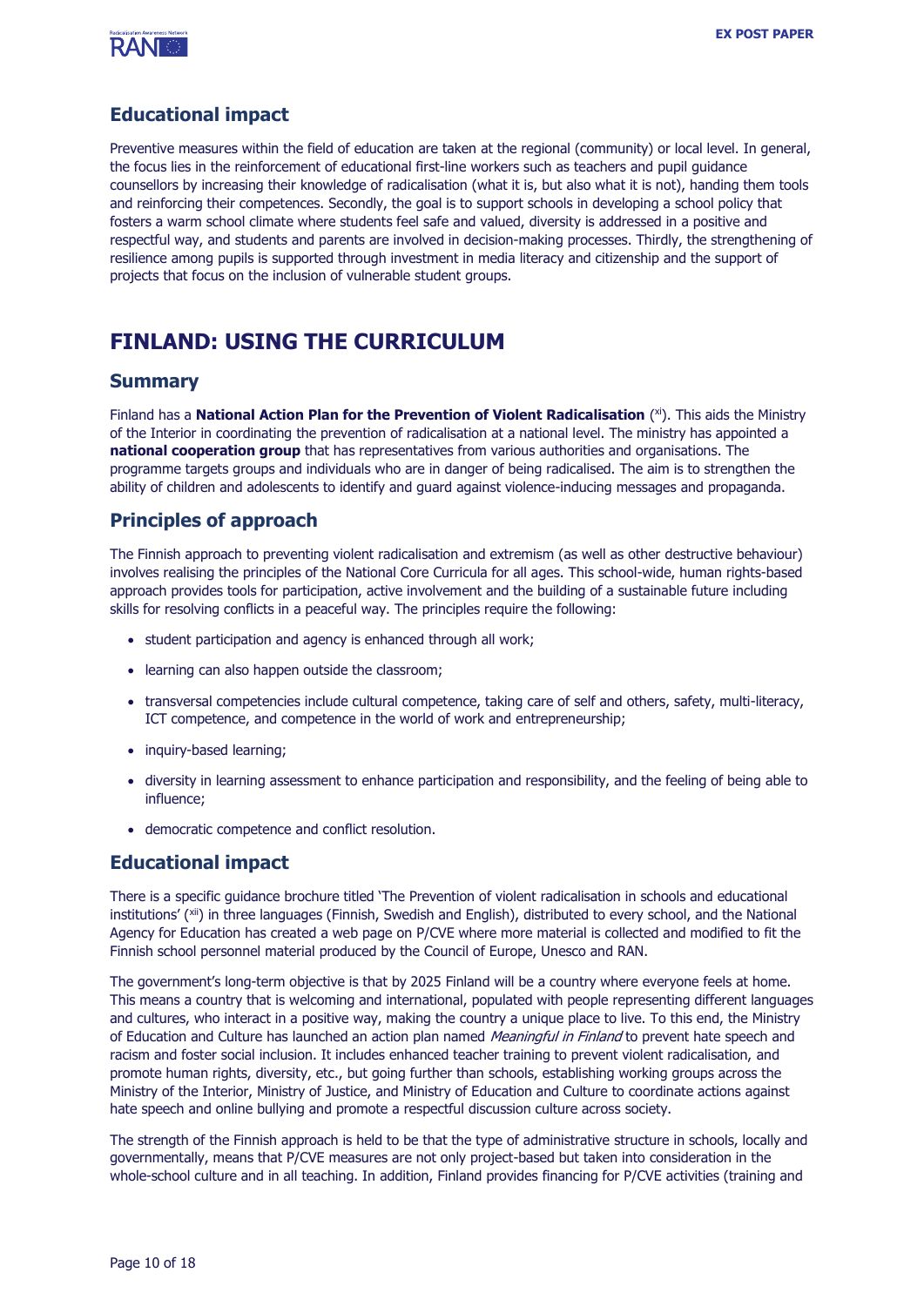## Educational impact

Preventive measures within the field of education are taken at the regional (community) or local level. In general, the focus lies in the reinforcement of educational first-line workers such as teachers and pupil guidance counsellors by increasing their knowledge of radicalisation (what it is, but also what it is not), handing them tools and reinforcing their competences. Secondly, the goal is to support schools in developing a school policy that fosters a warm school climate where students feel safe and valued, diversity is addressed in a positive and respectful way, and students and parents are involved in decision-making processes. Thirdly, the strengthening of resilience among pupils is supported through investment in media literacy and citizenship and the support of projects that focus on the inclusion of vulnerable student groups.

# FINLAND: USING THE CURRICULUM

## Summary

Finland has a **National Action Plan for the Prevention of Violent Radicalisation** ([xi]). This aids the Ministry of the Interior in coordinating the prevention of radicalisation at a national level. The ministry has appointed a **national cooperation group** that has representatives from various authorities and organisations. The programme targets groups and individuals who are in danger of being radicalised. The aim is to strengthen the ability of children and adolescents to identify and guard against violence-inducing messages and propaganda.

## Principles of approach

The Finnish approach to preventing violent radicalisation and extremism (as well as other destructive behaviour) involves realising the principles of the National Core Curricula for all ages. This school-wide, human rights-based approach provides tools for participation, active involvement and the building of a sustainable future including skills for resolving conflicts in a peaceful way. The principles require the following:

- student participation and agency is enhanced through all work;
- learning can also happen outside the classroom;
- transversal competencies include cultural competence, taking care of self and others, safety, multi-literacy, ICT competence, and competence in the world of work and entrepreneurship;
- inquiry-based learning;
- diversity in learning assessment to enhance participation and responsibility, and the feeling of being able to influence;
- democratic competence and conflict resolution.

## Educational impact

There is a specific guidance brochure titled 'The Prevention of violent radicalisation in schools and educational institutions' ([xii]) in three languages (Finnish, Swedish and English), distributed to every school, and the National Agency for Education has created a web page on P/CVE where more material is collected and modified to fit the Finnish school personnel material produced by the Council of Europe, Unesco and RAN.

The government's long-term objective is that by 2025 Finland will be a country where everyone feels at home. This means a country that is welcoming and international, populated with people representing different languages and cultures, who interact in a positive way, making the country a unique place to live. To this end, the Ministry of Education and Culture has launched an action plan named *Meaningful in Finland* to prevent hate speech and racism and foster social inclusion. It includes enhanced teacher training to prevent violent radicalisation, and promote human rights, diversity, etc., but going further than schools, establishing working groups across the Ministry of the Interior, Ministry of Justice, and Ministry of Education and Culture to coordinate actions against hate speech and online bullying and promote a respectful discussion culture across society.

The strength of the Finnish approach is held to be that the type of administrative structure in schools, locally and governmentally, means that P/CVE measures are not only project-based but taken into consideration in the whole-school culture and in all teaching. In addition, Finland provides financing for P/CVE activities (training and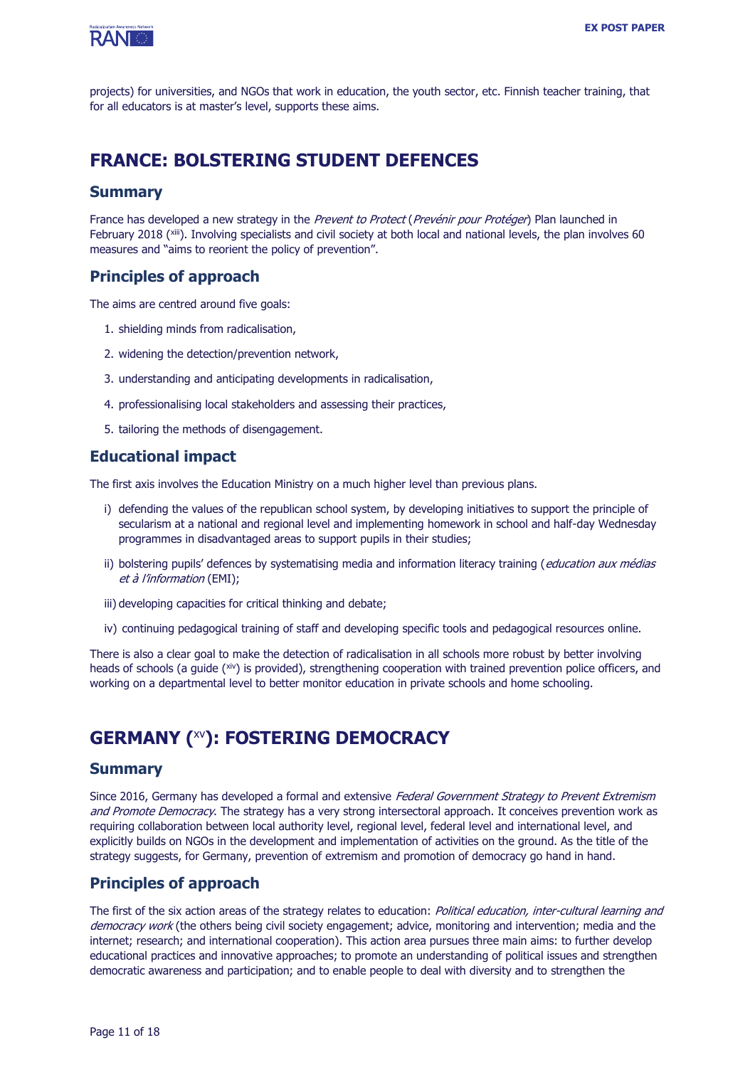projects) for universities, and NGOs that work in education, the youth sector, etc. Finnish teacher training, that for all educators is at master's level, supports these aims.

## FRANCE: BOLSTERING STUDENT DEFENCES

### Summary

France has developed a new strategy in the *Prevent to Protect* (*Prevénir pour Protéger*) Plan launched in February 2018 ([xiii]). Involving specialists and civil society at both local and national levels, the plan involves 60 measures and "aims to reorient the policy of prevention".

### Principles of approach

The aims are centred around five goals:

1. shielding minds from radicalisation,
2. widening the detection/prevention network,
3. understanding and anticipating developments in radicalisation,
4. professionalising local stakeholders and assessing their practices,
5. tailoring the methods of disengagement.

### Educational impact

The first axis involves the Education Ministry on a much higher level than previous plans.

i) defending the values of the republican school system, by developing initiatives to support the principle of secularism at a national and regional level and implementing homework in school and half-day Wednesday programmes in disadvantaged areas to support pupils in their studies;

ii) bolstering pupils' defences by systematising media and information literacy training (*education aux médias et à l'information* (EMI);

iii) developing capacities for critical thinking and debate;

iv) continuing pedagogical training of staff and developing specific tools and pedagogical resources online.

There is also a clear goal to make the detection of radicalisation in all schools more robust by better involving heads of schools (a guide ([xiv]) is provided), strengthening cooperation with trained prevention police officers, and working on a departmental level to better monitor education in private schools and home schooling.

## GERMANY ([xv]): FOSTERING DEMOCRACY

### Summary

Since 2016, Germany has developed a formal and extensive *Federal Government Strategy to Prevent Extremism and Promote Democracy*. The strategy has a very strong intersectoral approach. It conceives prevention work as requiring collaboration between local authority level, regional level, federal level and international level, and explicitly builds on NGOs in the development and implementation of activities on the ground. As the title of the strategy suggests, for Germany, prevention of extremism and promotion of democracy go hand in hand.

### Principles of approach

The first of the six action areas of the strategy relates to education: *Political education, inter-cultural learning and democracy work* (the others being civil society engagement; advice, monitoring and intervention; media and the internet; research; and international cooperation). This action area pursues three main aims: to further develop educational practices and innovative approaches; to promote an understanding of political issues and strengthen democratic awareness and participation; and to enable people to deal with diversity and to strengthen the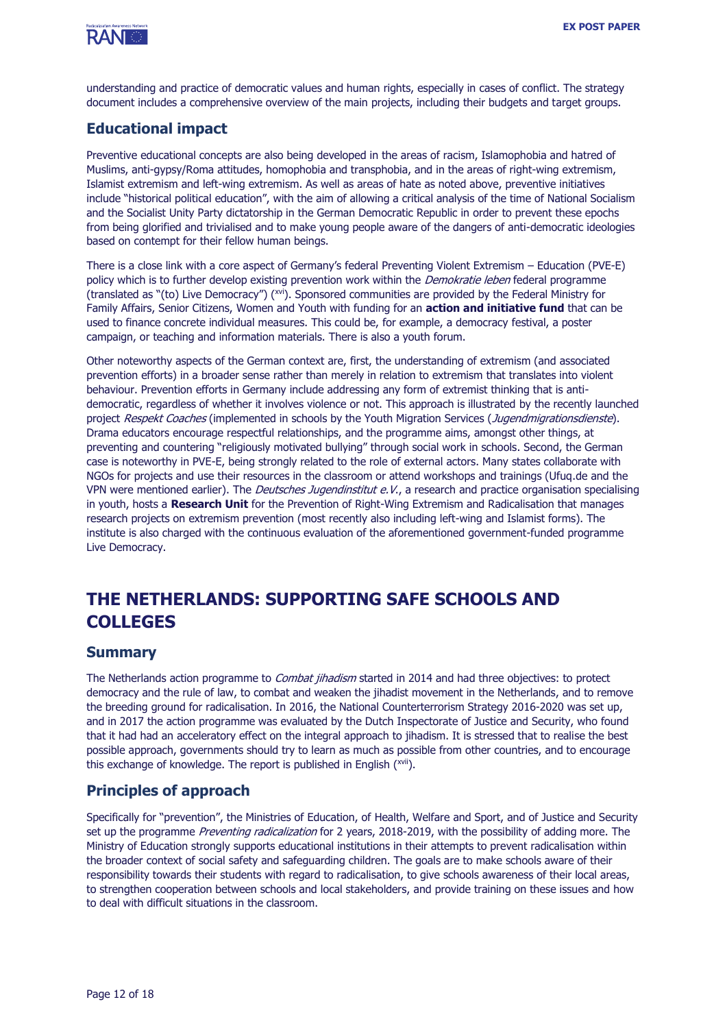understanding and practice of democratic values and human rights, especially in cases of conflict. The strategy document includes a comprehensive overview of the main projects, including their budgets and target groups.

## Educational impact

Preventive educational concepts are also being developed in the areas of racism, Islamophobia and hatred of Muslims, anti-gypsy/Roma attitudes, homophobia and transphobia, and in the areas of right-wing extremism, Islamist extremism and left-wing extremism. As well as areas of hate as noted above, preventive initiatives include "historical political education", with the aim of allowing a critical analysis of the time of National Socialism and the Socialist Unity Party dictatorship in the German Democratic Republic in order to prevent these epochs from being glorified and trivialised and to make young people aware of the dangers of anti-democratic ideologies based on contempt for their fellow human beings.

There is a close link with a core aspect of Germany's federal Preventing Violent Extremism – Education (PVE-E) policy which is to further develop existing prevention work within the *Demokratie leben* federal programme (translated as "(to) Live Democracy") ([xvi]). Sponsored communities are provided by the Federal Ministry for Family Affairs, Senior Citizens, Women and Youth with funding for an **action and initiative fund** that can be used to finance concrete individual measures. This could be, for example, a democracy festival, a poster campaign, or teaching and information materials. There is also a youth forum.

Other noteworthy aspects of the German context are, first, the understanding of extremism (and associated prevention efforts) in a broader sense rather than merely in relation to extremism that translates into violent behaviour. Prevention efforts in Germany include addressing any form of extremist thinking that is anti-democratic, regardless of whether it involves violence or not. This approach is illustrated by the recently launched project *Respekt Coaches* (implemented in schools by the Youth Migration Services (*Jugendmigrationsdienste*). Drama educators encourage respectful relationships, and the programme aims, amongst other things, at preventing and countering "religiously motivated bullying" through social work in schools. Second, the German case is noteworthy in PVE-E, being strongly related to the role of external actors. Many states collaborate with NGOs for projects and use their resources in the classroom or attend workshops and trainings (Ufuq.de and the VPN were mentioned earlier). The *Deutsches Jugendinstitut e.V.*, a research and practice organisation specialising in youth, hosts a **Research Unit** for the Prevention of Right-Wing Extremism and Radicalisation that manages research projects on extremism prevention (most recently also including left-wing and Islamist forms). The institute is also charged with the continuous evaluation of the aforementioned government-funded programme Live Democracy.

# THE NETHERLANDS: SUPPORTING SAFE SCHOOLS AND COLLEGES

## Summary

The Netherlands action programme to *Combat jihadism* started in 2014 and had three objectives: to protect democracy and the rule of law, to combat and weaken the jihadist movement in the Netherlands, and to remove the breeding ground for radicalisation. In 2016, the National Counterterrorism Strategy 2016-2020 was set up, and in 2017 the action programme was evaluated by the Dutch Inspectorate of Justice and Security, who found that it had had an acceleratory effect on the integral approach to jihadism. It is stressed that to realise the best possible approach, governments should try to learn as much as possible from other countries, and to encourage this exchange of knowledge. The report is published in English ([xvii]).

## Principles of approach

Specifically for "prevention", the Ministries of Education, of Health, Welfare and Sport, and of Justice and Security set up the programme *Preventing radicalization* for 2 years, 2018-2019, with the possibility of adding more. The Ministry of Education strongly supports educational institutions in their attempts to prevent radicalisation within the broader context of social safety and safeguarding children. The goals are to make schools aware of their responsibility towards their students with regard to radicalisation, to give schools awareness of their local areas, to strengthen cooperation between schools and local stakeholders, and provide training on these issues and how to deal with difficult situations in the classroom.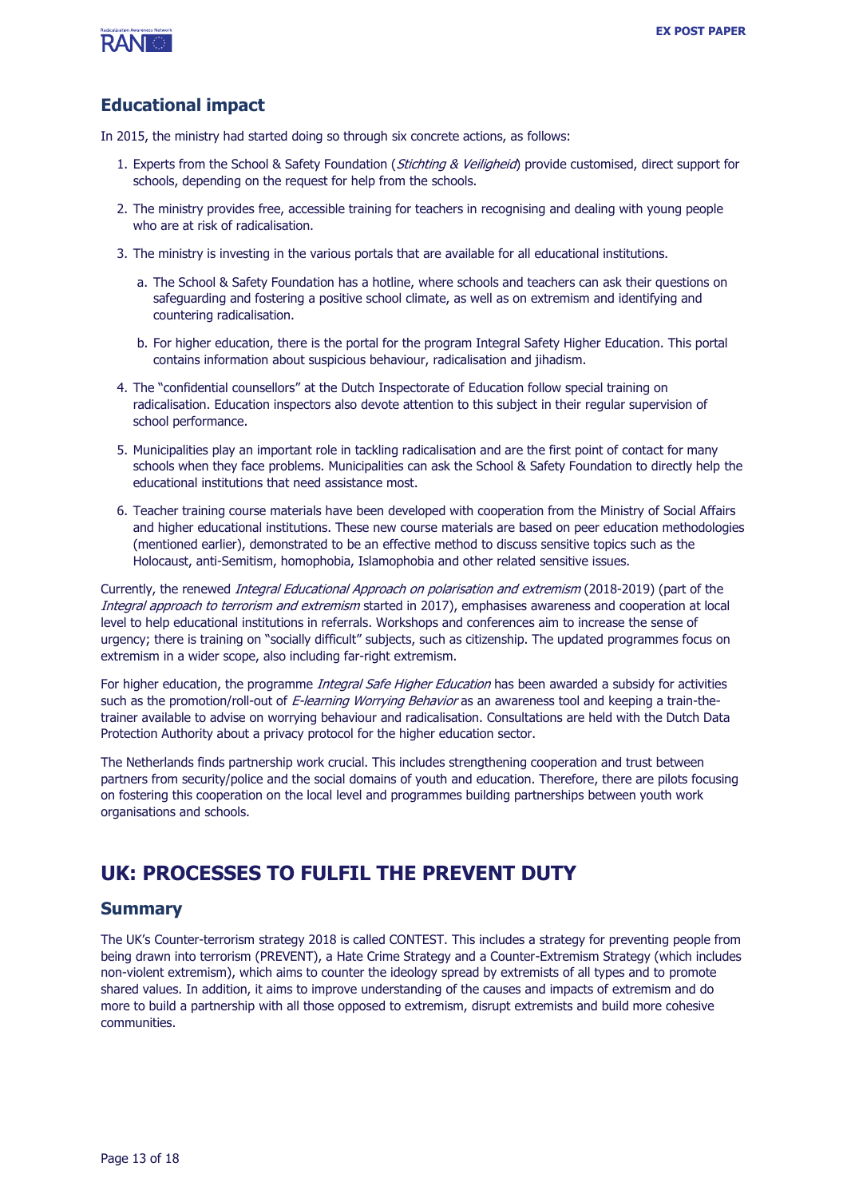## Educational impact

In 2015, the ministry had started doing so through six concrete actions, as follows:

1. Experts from the School & Safety Foundation (*Stichting & Veiligheid*) provide customised, direct support for schools, depending on the request for help from the schools.
2. The ministry provides free, accessible training for teachers in recognising and dealing with young people who are at risk of radicalisation.
3. The ministry is investing in the various portals that are available for all educational institutions.
   a. The School & Safety Foundation has a hotline, where schools and teachers can ask their questions on safeguarding and fostering a positive school climate, as well as on extremism and identifying and countering radicalisation.
   b. For higher education, there is the portal for the program Integral Safety Higher Education. This portal contains information about suspicious behaviour, radicalisation and jihadism.
4. The "confidential counsellors" at the Dutch Inspectorate of Education follow special training on radicalisation. Education inspectors also devote attention to this subject in their regular supervision of school performance.
5. Municipalities play an important role in tackling radicalisation and are the first point of contact for many schools when they face problems. Municipalities can ask the School & Safety Foundation to directly help the educational institutions that need assistance most.
6. Teacher training course materials have been developed with cooperation from the Ministry of Social Affairs and higher educational institutions. These new course materials are based on peer education methodologies (mentioned earlier), demonstrated to be an effective method to discuss sensitive topics such as the Holocaust, anti-Semitism, homophobia, Islamophobia and other related sensitive issues.

Currently, the renewed *Integral Educational Approach on polarisation and extremism* (2018-2019) (part of the *Integral approach to terrorism and extremism* started in 2017), emphasises awareness and cooperation at local level to help educational institutions in referrals. Workshops and conferences aim to increase the sense of urgency; there is training on "socially difficult" subjects, such as citizenship. The updated programmes focus on extremism in a wider scope, also including far-right extremism.

For higher education, the programme *Integral Safe Higher Education* has been awarded a subsidy for activities such as the promotion/roll-out of *E-learning Worrying Behavior* as an awareness tool and keeping a train-the-trainer available to advise on worrying behaviour and radicalisation. Consultations are held with the Dutch Data Protection Authority about a privacy protocol for the higher education sector.

The Netherlands finds partnership work crucial. This includes strengthening cooperation and trust between partners from security/police and the social domains of youth and education. Therefore, there are pilots focusing on fostering this cooperation on the local level and programmes building partnerships between youth work organisations and schools.

# UK: PROCESSES TO FULFIL THE PREVENT DUTY

## Summary

The UK's Counter-terrorism strategy 2018 is called CONTEST. This includes a strategy for preventing people from being drawn into terrorism (PREVENT), a Hate Crime Strategy and a Counter-Extremism Strategy (which includes non-violent extremism), which aims to counter the ideology spread by extremists of all types and to promote shared values. In addition, it aims to improve understanding of the causes and impacts of extremism and do more to build a partnership with all those opposed to extremism, disrupt extremists and build more cohesive communities.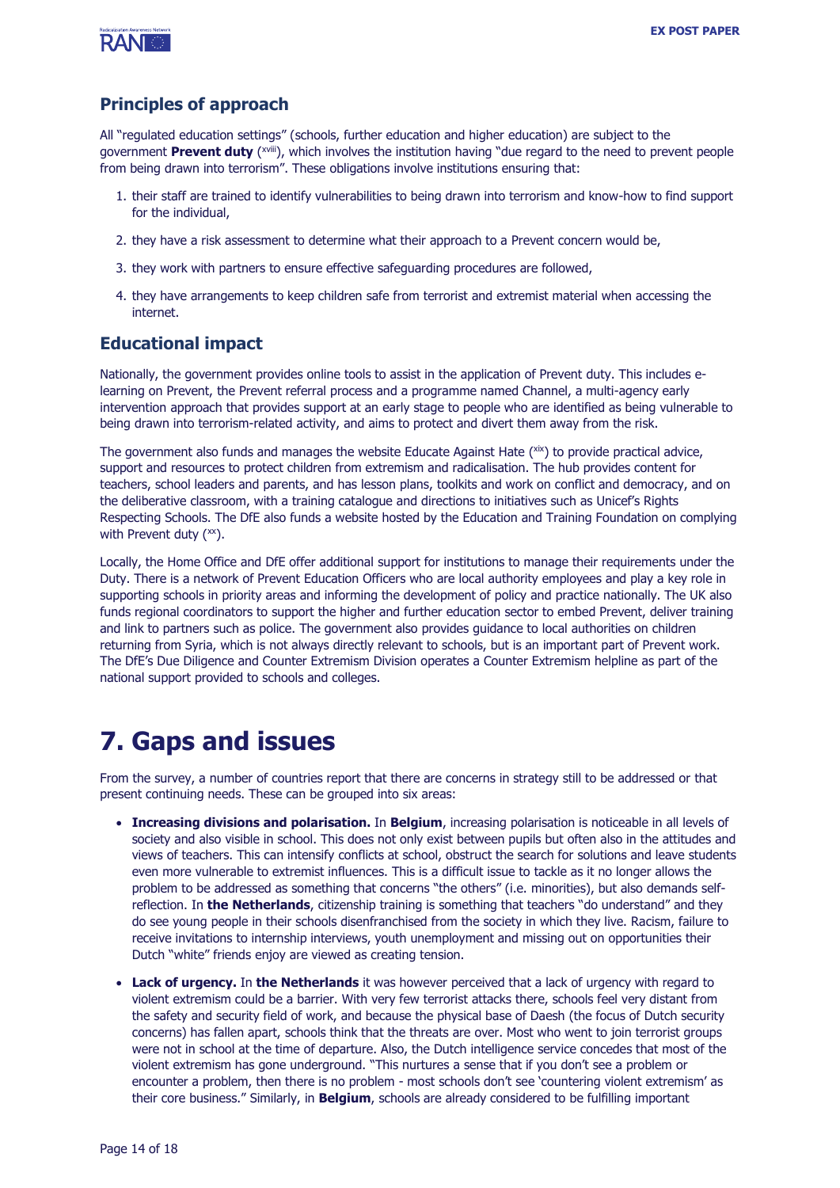## Principles of approach

All "regulated education settings" (schools, further education and higher education) are subject to the government **Prevent duty** ([xviii]), which involves the institution having "due regard to the need to prevent people from being drawn into terrorism". These obligations involve institutions ensuring that:

1. their staff are trained to identify vulnerabilities to being drawn into terrorism and know-how to find support for the individual,
2. they have a risk assessment to determine what their approach to a Prevent concern would be,
3. they work with partners to ensure effective safeguarding procedures are followed,
4. they have arrangements to keep children safe from terrorist and extremist material when accessing the internet.

## Educational impact

Nationally, the government provides online tools to assist in the application of Prevent duty. This includes e-learning on Prevent, the Prevent referral process and a programme named Channel, a multi-agency early intervention approach that provides support at an early stage to people who are identified as being vulnerable to being drawn into terrorism-related activity, and aims to protect and divert them away from the risk.

The government also funds and manages the website Educate Against Hate ([xix]) to provide practical advice, support and resources to protect children from extremism and radicalisation. The hub provides content for teachers, school leaders and parents, and has lesson plans, toolkits and work on conflict and democracy, and on the deliberative classroom, with a training catalogue and directions to initiatives such as Unicef's Rights Respecting Schools. The DfE also funds a website hosted by the Education and Training Foundation on complying with Prevent duty ([xx]).

Locally, the Home Office and DfE offer additional support for institutions to manage their requirements under the Duty. There is a network of Prevent Education Officers who are local authority employees and play a key role in supporting schools in priority areas and informing the development of policy and practice nationally. The UK also funds regional coordinators to support the higher and further education sector to embed Prevent, deliver training and link to partners such as police. The government also provides guidance to local authorities on children returning from Syria, which is not always directly relevant to schools, but is an important part of Prevent work. The DfE's Due Diligence and Counter Extremism Division operates a Counter Extremism helpline as part of the national support provided to schools and colleges.

# 7. Gaps and issues

From the survey, a number of countries report that there are concerns in strategy still to be addressed or that present continuing needs. These can be grouped into six areas:

- **Increasing divisions and polarisation.** In **Belgium**, increasing polarisation is noticeable in all levels of society and also visible in school. This does not only exist between pupils but often also in the attitudes and views of teachers. This can intensify conflicts at school, obstruct the search for solutions and leave students even more vulnerable to extremist influences. This is a difficult issue to tackle as it no longer allows the problem to be addressed as something that concerns "the others" (i.e. minorities), but also demands self-reflection. In **the Netherlands**, citizenship training is something that teachers "do understand" and they do see young people in their schools disenfranchised from the society in which they live. Racism, failure to receive invitations to internship interviews, youth unemployment and missing out on opportunities their Dutch "white" friends enjoy are viewed as creating tension.
- **Lack of urgency.** In **the Netherlands** it was however perceived that a lack of urgency with regard to violent extremism could be a barrier. With very few terrorist attacks there, schools feel very distant from the safety and security field of work, and because the physical base of Daesh (the focus of Dutch security concerns) has fallen apart, schools think that the threats are over. Most who went to join terrorist groups were not in school at the time of departure. Also, the Dutch intelligence service concedes that most of the violent extremism has gone underground. "This nurtures a sense that if you don't see a problem or encounter a problem, then there is no problem - most schools don't see 'countering violent extremism' as their core business." Similarly, in **Belgium**, schools are already considered to be fulfilling important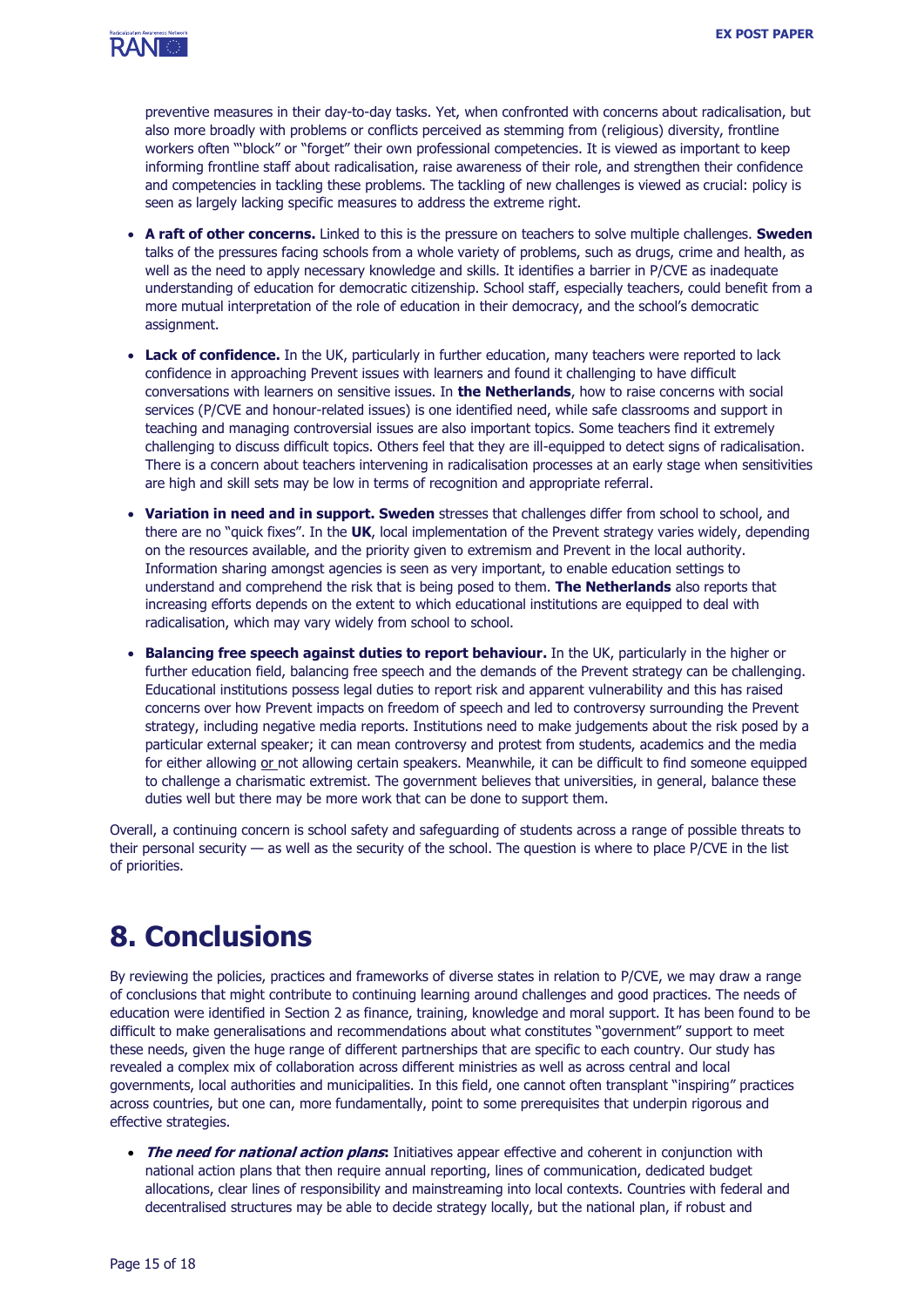preventive measures in their day-to-day tasks. Yet, when confronted with concerns about radicalisation, but also more broadly with problems or conflicts perceived as stemming from (religious) diversity, frontline workers often "'block" or "forget" their own professional competencies. It is viewed as important to keep informing frontline staff about radicalisation, raise awareness of their role, and strengthen their confidence and competencies in tackling these problems. The tackling of new challenges is viewed as crucial: policy is seen as largely lacking specific measures to address the extreme right.

- **A raft of other concerns.** Linked to this is the pressure on teachers to solve multiple challenges. **Sweden** talks of the pressures facing schools from a whole variety of problems, such as drugs, crime and health, as well as the need to apply necessary knowledge and skills. It identifies a barrier in P/CVE as inadequate understanding of education for democratic citizenship. School staff, especially teachers, could benefit from a more mutual interpretation of the role of education in their democracy, and the school's democratic assignment.
- **Lack of confidence.** In the UK, particularly in further education, many teachers were reported to lack confidence in approaching Prevent issues with learners and found it challenging to have difficult conversations with learners on sensitive issues. In **the Netherlands**, how to raise concerns with social services (P/CVE and honour-related issues) is one identified need, while safe classrooms and support in teaching and managing controversial issues are also important topics. Some teachers find it extremely challenging to discuss difficult topics. Others feel that they are ill-equipped to detect signs of radicalisation. There is a concern about teachers intervening in radicalisation processes at an early stage when sensitivities are high and skill sets may be low in terms of recognition and appropriate referral.
- **Variation in need and in support. Sweden** stresses that challenges differ from school to school, and there are no "quick fixes". In the **UK**, local implementation of the Prevent strategy varies widely, depending on the resources available, and the priority given to extremism and Prevent in the local authority. Information sharing amongst agencies is seen as very important, to enable education settings to understand and comprehend the risk that is being posed to them. **The Netherlands** also reports that increasing efforts depends on the extent to which educational institutions are equipped to deal with radicalisation, which may vary widely from school to school.
- **Balancing free speech against duties to report behaviour.** In the UK, particularly in the higher or further education field, balancing free speech and the demands of the Prevent strategy can be challenging. Educational institutions possess legal duties to report risk and apparent vulnerability and this has raised concerns over how Prevent impacts on freedom of speech and led to controversy surrounding the Prevent strategy, including negative media reports. Institutions need to make judgements about the risk posed by a particular external speaker; it can mean controversy and protest from students, academics and the media for either allowing or not allowing certain speakers. Meanwhile, it can be difficult to find someone equipped to challenge a charismatic extremist. The government believes that universities, in general, balance these duties well but there may be more work that can be done to support them.

Overall, a continuing concern is school safety and safeguarding of students across a range of possible threats to their personal security — as well as the security of the school. The question is where to place P/CVE in the list of priorities.

# 8. Conclusions

By reviewing the policies, practices and frameworks of diverse states in relation to P/CVE, we may draw a range of conclusions that might contribute to continuing learning around challenges and good practices. The needs of education were identified in Section 2 as finance, training, knowledge and moral support. It has been found to be difficult to make generalisations and recommendations about what constitutes "government" support to meet these needs, given the huge range of different partnerships that are specific to each country. Our study has revealed a complex mix of collaboration across different ministries as well as across central and local governments, local authorities and municipalities. In this field, one cannot often transplant "inspiring" practices across countries, but one can, more fundamentally, point to some prerequisites that underpin rigorous and effective strategies.

- ***The need for national action plans*:** Initiatives appear effective and coherent in conjunction with national action plans that then require annual reporting, lines of communication, dedicated budget allocations, clear lines of responsibility and mainstreaming into local contexts. Countries with federal and decentralised structures may be able to decide strategy locally, but the national plan, if robust and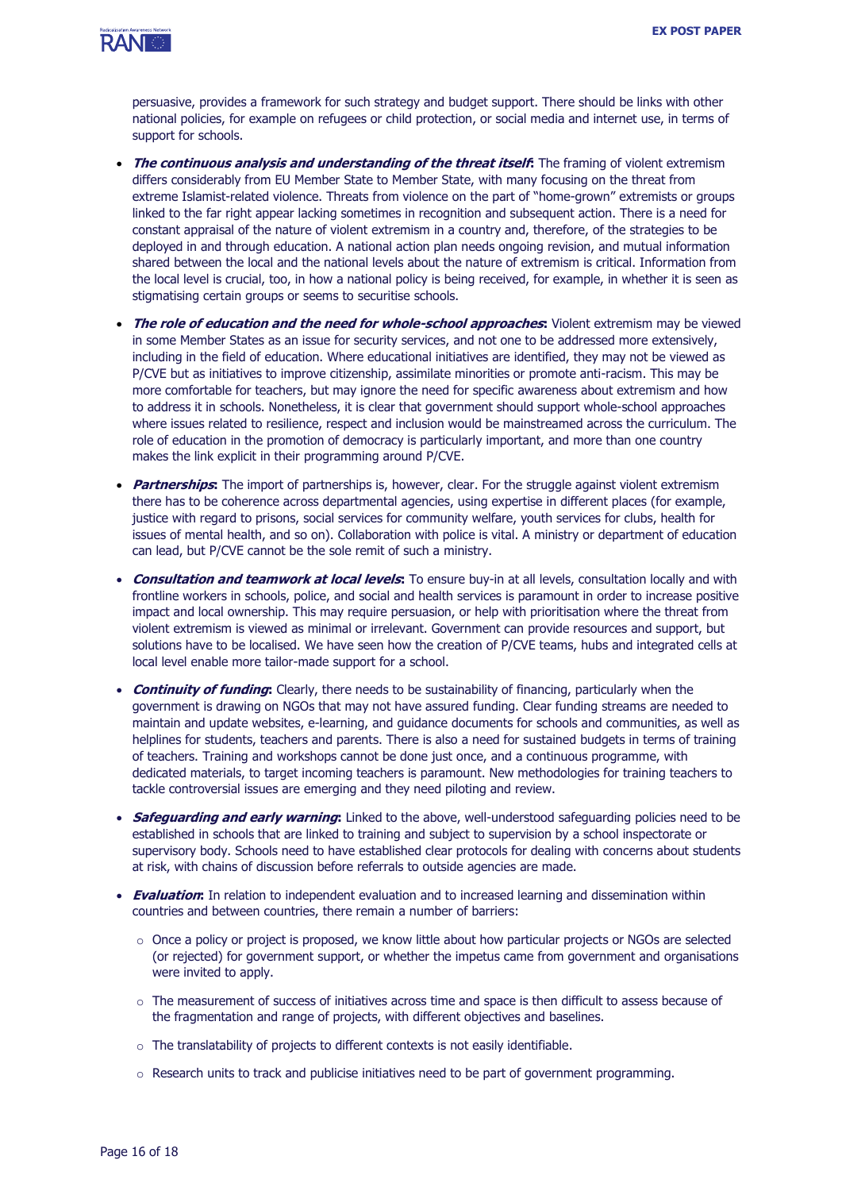persuasive, provides a framework for such strategy and budget support. There should be links with other national policies, for example on refugees or child protection, or social media and internet use, in terms of support for schools.

- ***The continuous analysis and understanding of the threat itself*:** The framing of violent extremism differs considerably from EU Member State to Member State, with many focusing on the threat from extreme Islamist-related violence. Threats from violence on the part of "home-grown" extremists or groups linked to the far right appear lacking sometimes in recognition and subsequent action. There is a need for constant appraisal of the nature of violent extremism in a country and, therefore, of the strategies to be deployed in and through education. A national action plan needs ongoing revision, and mutual information shared between the local and the national levels about the nature of extremism is critical. Information from the local level is crucial, too, in how a national policy is being received, for example, in whether it is seen as stigmatising certain groups or seems to securitise schools.

- ***The role of education and the need for whole-school approaches*:** Violent extremism may be viewed in some Member States as an issue for security services, and not one to be addressed more extensively, including in the field of education. Where educational initiatives are identified, they may not be viewed as P/CVE but as initiatives to improve citizenship, assimilate minorities or promote anti-racism. This may be more comfortable for teachers, but may ignore the need for specific awareness about extremism and how to address it in schools. Nonetheless, it is clear that government should support whole-school approaches where issues related to resilience, respect and inclusion would be mainstreamed across the curriculum. The role of education in the promotion of democracy is particularly important, and more than one country makes the link explicit in their programming around P/CVE.

- ***Partnerships*:** The import of partnerships is, however, clear. For the struggle against violent extremism there has to be coherence across departmental agencies, using expertise in different places (for example, justice with regard to prisons, social services for community welfare, youth services for clubs, health for issues of mental health, and so on). Collaboration with police is vital. A ministry or department of education can lead, but P/CVE cannot be the sole remit of such a ministry.

- ***Consultation and teamwork at local levels*:** To ensure buy-in at all levels, consultation locally and with frontline workers in schools, police, and social and health services is paramount in order to increase positive impact and local ownership. This may require persuasion, or help with prioritisation where the threat from violent extremism is viewed as minimal or irrelevant. Government can provide resources and support, but solutions have to be localised. We have seen how the creation of P/CVE teams, hubs and integrated cells at local level enable more tailor-made support for a school.

- ***Continuity of funding*:** Clearly, there needs to be sustainability of financing, particularly when the government is drawing on NGOs that may not have assured funding. Clear funding streams are needed to maintain and update websites, e-learning, and guidance documents for schools and communities, as well as helplines for students, teachers and parents. There is also a need for sustained budgets in terms of training of teachers. Training and workshops cannot be done just once, and a continuous programme, with dedicated materials, to target incoming teachers is paramount. New methodologies for training teachers to tackle controversial issues are emerging and they need piloting and review.

- ***Safeguarding and early warning*:** Linked to the above, well-understood safeguarding policies need to be established in schools that are linked to training and subject to supervision by a school inspectorate or supervisory body. Schools need to have established clear protocols for dealing with concerns about students at risk, with chains of discussion before referrals to outside agencies are made.

- ***Evaluation*:** In relation to independent evaluation and to increased learning and dissemination within countries and between countries, there remain a number of barriers:
  - Once a policy or project is proposed, we know little about how particular projects or NGOs are selected (or rejected) for government support, or whether the impetus came from government and organisations were invited to apply.
  - The measurement of success of initiatives across time and space is then difficult to assess because of the fragmentation and range of projects, with different objectives and baselines.
  - The translatability of projects to different contexts is not easily identifiable.
  - Research units to track and publicise initiatives need to be part of government programming.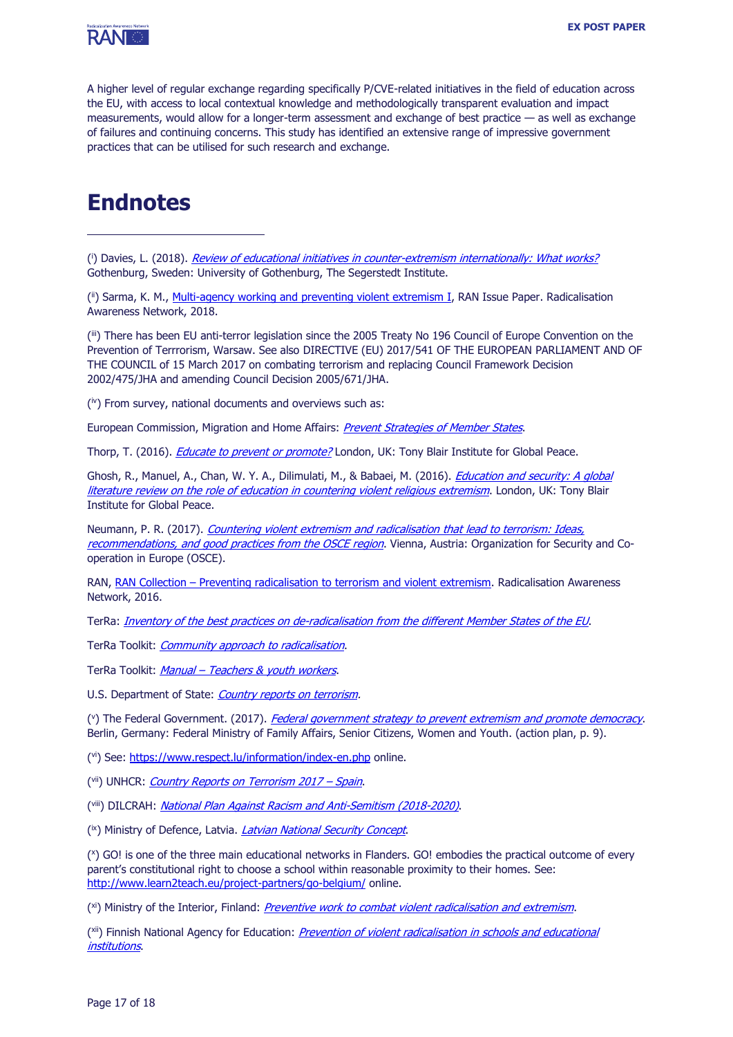A higher level of regular exchange regarding specifically P/CVE-related initiatives in the field of education across the EU, with access to local contextual knowledge and methodologically transparent evaluation and impact measurements, would allow for a longer-term assessment and exchange of best practice — as well as exchange of failures and continuing concerns. This study has identified an extensive range of impressive government practices that can be utilised for such research and exchange.

# Endnotes

([i]) Davies, L. (2018). *Review of educational initiatives in counter-extremism internationally: What works?* Gothenburg, Sweden: University of Gothenburg, The Segerstedt Institute.

([ii]) Sarma, K. M., Multi-agency working and preventing violent extremism I, RAN Issue Paper. Radicalisation Awareness Network, 2018.

([iii]) There has been EU anti-terror legislation since the 2005 Treaty No 196 Council of Europe Convention on the Prevention of Terrrorism, Warsaw. See also DIRECTIVE (EU) 2017/541 OF THE EUROPEAN PARLIAMENT AND OF THE COUNCIL of 15 March 2017 on combating terrorism and replacing Council Framework Decision 2002/475/JHA and amending Council Decision 2005/671/JHA.

([iv]) From survey, national documents and overviews such as:

European Commission, Migration and Home Affairs: *Prevent Strategies of Member States*.

Thorp, T. (2016). *Educate to prevent or promote?* London, UK: Tony Blair Institute for Global Peace.

Ghosh, R., Manuel, A., Chan, W. Y. A., Dilimulati, M., & Babaei, M. (2016). *Education and security: A global literature review on the role of education in countering violent religious extremism*. London, UK: Tony Blair Institute for Global Peace.

Neumann, P. R. (2017). *Countering violent extremism and radicalisation that lead to terrorism: Ideas, recommendations, and good practices from the OSCE region*. Vienna, Austria: Organization for Security and Co-operation in Europe (OSCE).

RAN, RAN Collection – Preventing radicalisation to terrorism and violent extremism. Radicalisation Awareness Network, 2016.

TerRa: *Inventory of the best practices on de-radicalisation from the different Member States of the EU*.

TerRa Toolkit: *Community approach to radicalisation*.

TerRa Toolkit: *Manual – Teachers & youth workers*.

U.S. Department of State: *Country reports on terrorism.*

([v]) The Federal Government. (2017). *Federal government strategy to prevent extremism and promote democracy*. Berlin, Germany: Federal Ministry of Family Affairs, Senior Citizens, Women and Youth. (action plan, p. 9).

([vi]) See: https://www.respect.lu/information/index-en.php online.

([vii]) UNHCR: *Country Reports on Terrorism 2017 – Spain*.

([viii]) DILCRAH: *National Plan Against Racism and Anti-Semitism (2018-2020)*.

([ix]) Ministry of Defence, Latvia. *Latvian National Security Concept*.

([x]) GO! is one of the three main educational networks in Flanders. GO! embodies the practical outcome of every parent's constitutional right to choose a school within reasonable proximity to their homes. See: http://www.learn2teach.eu/project-partners/go-belgium/ online.

([xi]) Ministry of the Interior, Finland: *Preventive work to combat violent radicalisation and extremism*.

([xii]) Finnish National Agency for Education: *Prevention of violent radicalisation in schools and educational institutions*.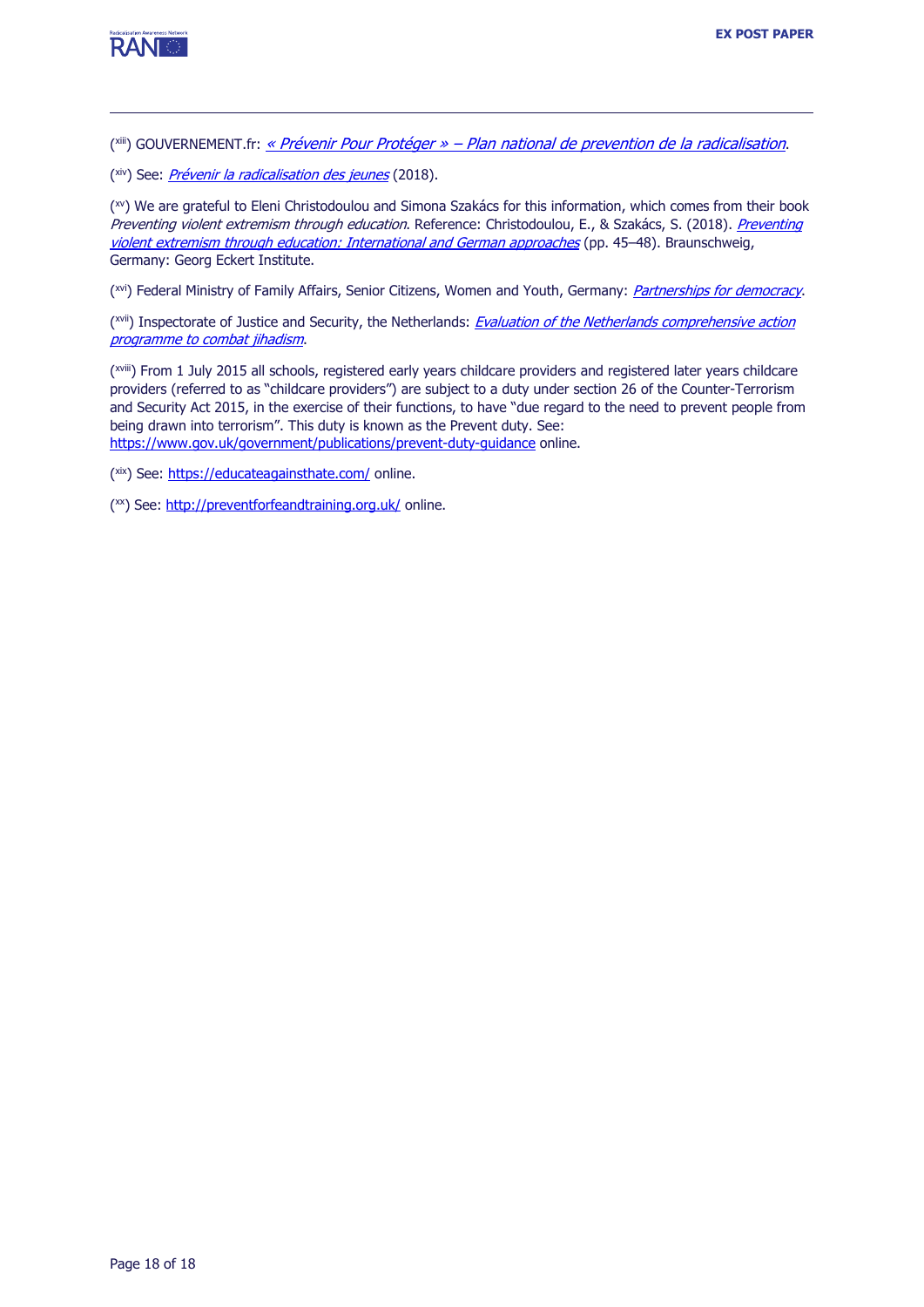([xiii]) GOUVERNEMENT.fr: *« Prévenir Pour Protéger » – Plan national de prevention de la radicalisation*.

([xiv]) See: *Prévenir la radicalisation des jeunes* (2018).

([xv]) We are grateful to Eleni Christodoulou and Simona Szakács for this information, which comes from their book *Preventing violent extremism through education*. Reference: Christodoulou, E., & Szakács, S. (2018). *Preventing violent extremism through education: International and German approaches* (pp. 45–48). Braunschweig, Germany: Georg Eckert Institute.

([xvi]) Federal Ministry of Family Affairs, Senior Citizens, Women and Youth, Germany: *Partnerships for democracy*.

([xvii]) Inspectorate of Justice and Security, the Netherlands: *Evaluation of the Netherlands comprehensive action programme to combat jihadism*.

([xviii]) From 1 July 2015 all schools, registered early years childcare providers and registered later years childcare providers (referred to as "childcare providers") are subject to a duty under section 26 of the Counter-Terrorism and Security Act 2015, in the exercise of their functions, to have "due regard to the need to prevent people from being drawn into terrorism". This duty is known as the Prevent duty. See: https://www.gov.uk/government/publications/prevent-duty-guidance online.

([xix]) See: https://educateagainsthate.com/ online.

([xx]) See: http://preventforfeandtraining.org.uk/ online.